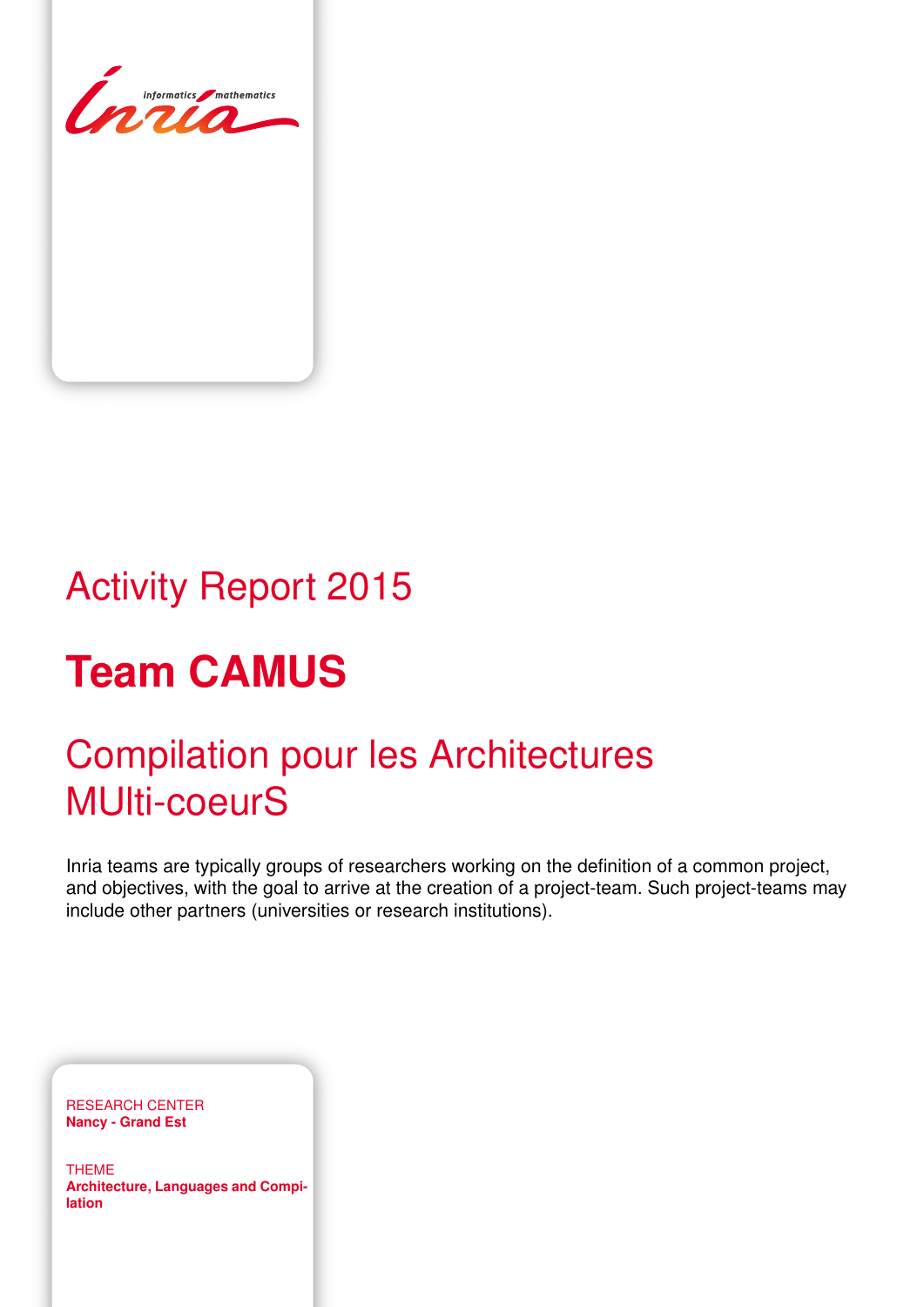# Activity Report 2015

# Team CAMUS

## Compilation pour les Architectures MUlti-coeurS

Inria teams are typically groups of researchers working on the definition of a common project, and objectives, with the goal to arrive at the creation of a project-team. Such project-teams may include other partners (universities or research institutions).

RESEARCH CENTER
**Nancy - Grand Est**

THEME
**Architecture, Languages and Compilation**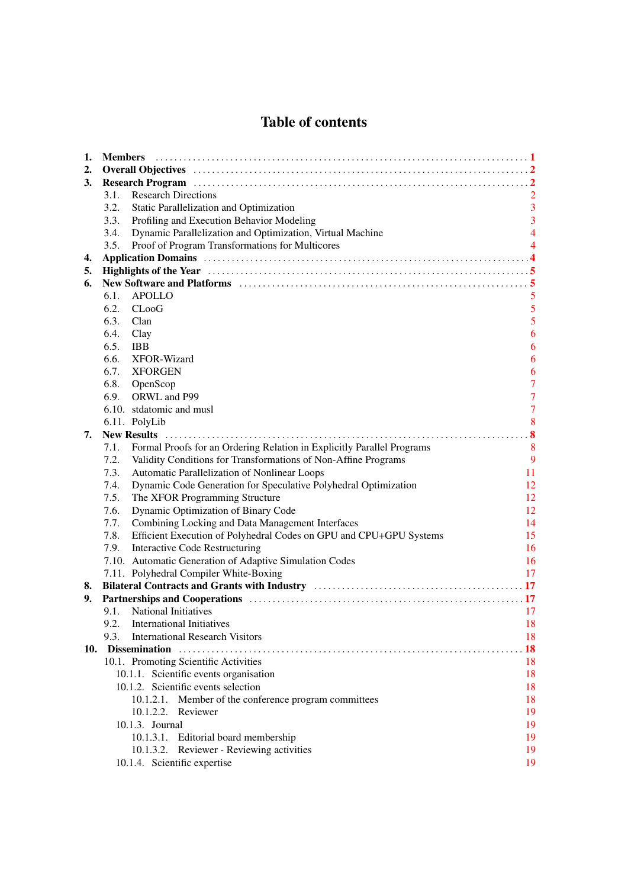# Table of contents

1. **Members** ..... **1**
2. **Overall Objectives** ..... **2**
3. **Research Program** ..... **2**
   - 3.1. Research Directions ..... 2
   - 3.2. Static Parallelization and Optimization ..... 3
   - 3.3. Profiling and Execution Behavior Modeling ..... 3
   - 3.4. Dynamic Parallelization and Optimization, Virtual Machine ..... 4
   - 3.5. Proof of Program Transformations for Multicores ..... 4
4. **Application Domains** ..... **4**
5. **Highlights of the Year** ..... **5**
6. **New Software and Platforms** ..... **5**
   - 6.1. APOLLO ..... 5
   - 6.2. CLooG ..... 5
   - 6.3. Clan ..... 5
   - 6.4. Clay ..... 6
   - 6.5. IBB ..... 6
   - 6.6. XFOR-Wizard ..... 6
   - 6.7. XFORGEN ..... 6
   - 6.8. OpenScop ..... 7
   - 6.9. ORWL and P99 ..... 7
   - 6.10. stdatomic and musl ..... 7
   - 6.11. PolyLib ..... 8
7. **New Results** ..... **8**
   - 7.1. Formal Proofs for an Ordering Relation in Explicitly Parallel Programs ..... 8
   - 7.2. Validity Conditions for Transformations of Non-Affine Programs ..... 9
   - 7.3. Automatic Parallelization of Nonlinear Loops ..... 11
   - 7.4. Dynamic Code Generation for Speculative Polyhedral Optimization ..... 12
   - 7.5. The XFOR Programming Structure ..... 12
   - 7.6. Dynamic Optimization of Binary Code ..... 12
   - 7.7. Combining Locking and Data Management Interfaces ..... 14
   - 7.8. Efficient Execution of Polyhedral Codes on GPU and CPU+GPU Systems ..... 15
   - 7.9. Interactive Code Restructuring ..... 16
   - 7.10. Automatic Generation of Adaptive Simulation Codes ..... 16
   - 7.11. Polyhedral Compiler White-Boxing ..... 17
8. **Bilateral Contracts and Grants with Industry** ..... **17**
9. **Partnerships and Cooperations** ..... **17**
   - 9.1. National Initiatives ..... 17
   - 9.2. International Initiatives ..... 18
   - 9.3. International Research Visitors ..... 18
10. **Dissemination** ..... **18**
    - 10.1. Promoting Scientific Activities ..... 18
      - 10.1.1. Scientific events organisation ..... 18
      - 10.1.2. Scientific events selection ..... 18
        - 10.1.2.1. Member of the conference program committees ..... 18
        - 10.1.2.2. Reviewer ..... 19
      - 10.1.3. Journal ..... 19
        - 10.1.3.1. Editorial board membership ..... 19
        - 10.1.3.2. Reviewer - Reviewing activities ..... 19
      - 10.1.4. Scientific expertise ..... 19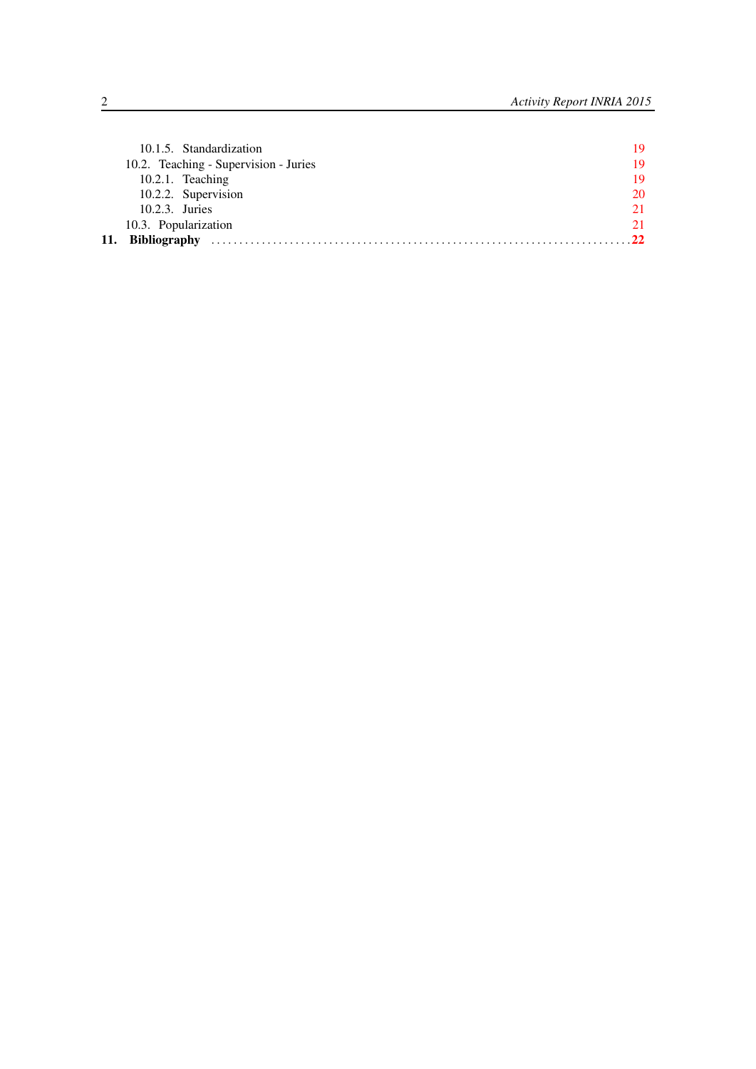10.1.5. Standardization 19

10.2. Teaching - Supervision - Juries 19

10.2.1. Teaching 19

10.2.2. Supervision 20

10.2.3. Juries 21

10.3. Popularization 21

**11. Bibliography** . . . . . . . . . . . . . . . . . . . . . . . . . . . . . . . . . . . . . . . . . . . . . . . . . . . . . . . . . . . . . . . . . . . . . . . . . **22**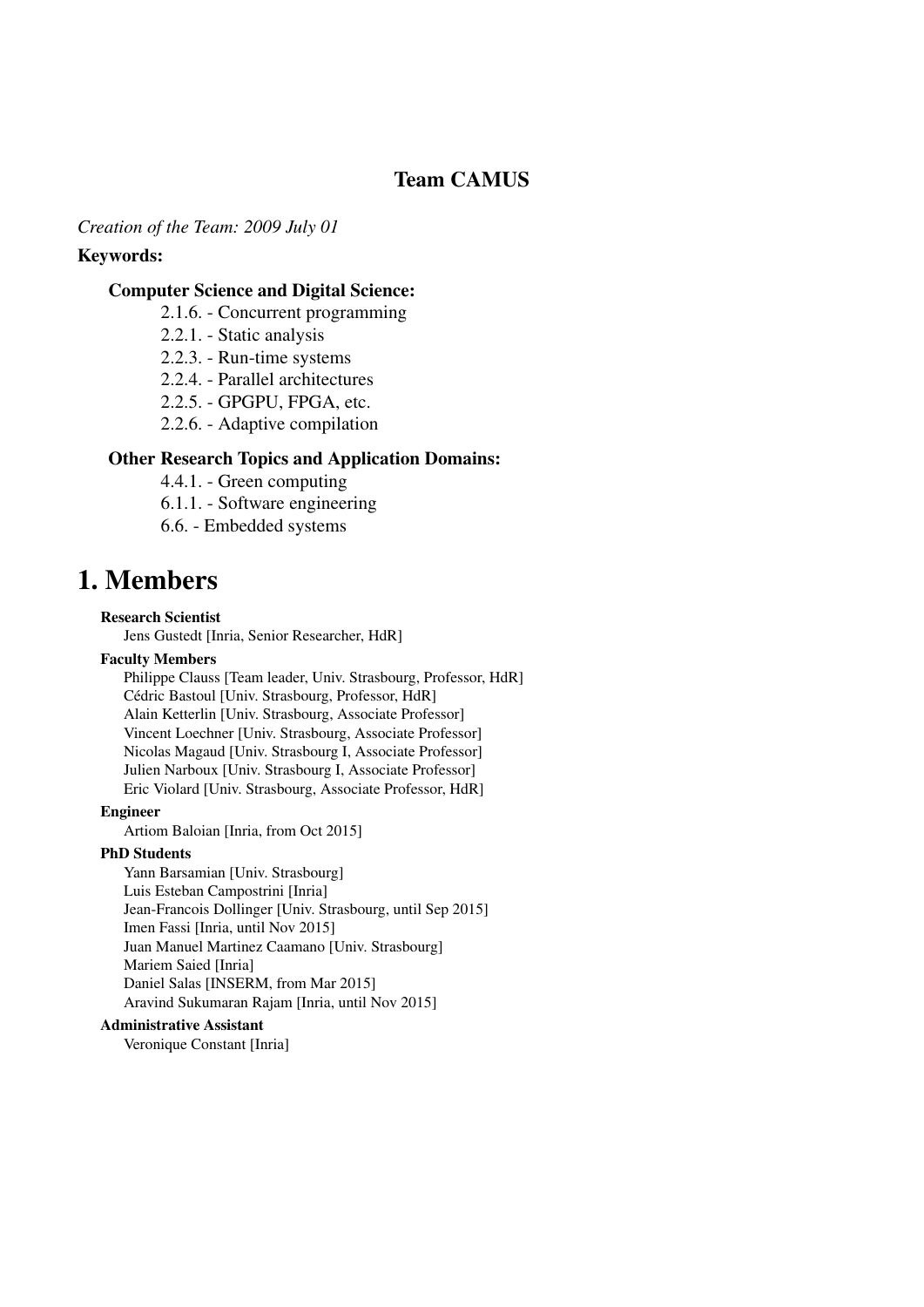## Team CAMUS

*Creation of the Team: 2009 July 01*

**Keywords:**

**Computer Science and Digital Science:**

- 2.1.6. - Concurrent programming
- 2.2.1. - Static analysis
- 2.2.3. - Run-time systems
- 2.2.4. - Parallel architectures
- 2.2.5. - GPGPU, FPGA, etc.
- 2.2.6. - Adaptive compilation

**Other Research Topics and Application Domains:**

- 4.4.1. - Green computing
- 6.1.1. - Software engineering
- 6.6. - Embedded systems

# 1. Members

**Research Scientist**

Jens Gustedt [Inria, Senior Researcher, HdR]

**Faculty Members**

Philippe Clauss [Team leader, Univ. Strasbourg, Professor, HdR]
Cédric Bastoul [Univ. Strasbourg, Professor, HdR]
Alain Ketterlin [Univ. Strasbourg, Associate Professor]
Vincent Loechner [Univ. Strasbourg, Associate Professor]
Nicolas Magaud [Univ. Strasbourg I, Associate Professor]
Julien Narboux [Univ. Strasbourg I, Associate Professor]
Eric Violard [Univ. Strasbourg, Associate Professor, HdR]

**Engineer**

Artiom Baloian [Inria, from Oct 2015]

**PhD Students**

Yann Barsamian [Univ. Strasbourg]
Luis Esteban Campostrini [Inria]
Jean-Francois Dollinger [Univ. Strasbourg, until Sep 2015]
Imen Fassi [Inria, until Nov 2015]
Juan Manuel Martinez Caamano [Univ. Strasbourg]
Mariem Saied [Inria]
Daniel Salas [INSERM, from Mar 2015]
Aravind Sukumaran Rajam [Inria, until Nov 2015]

**Administrative Assistant**

Veronique Constant [Inria]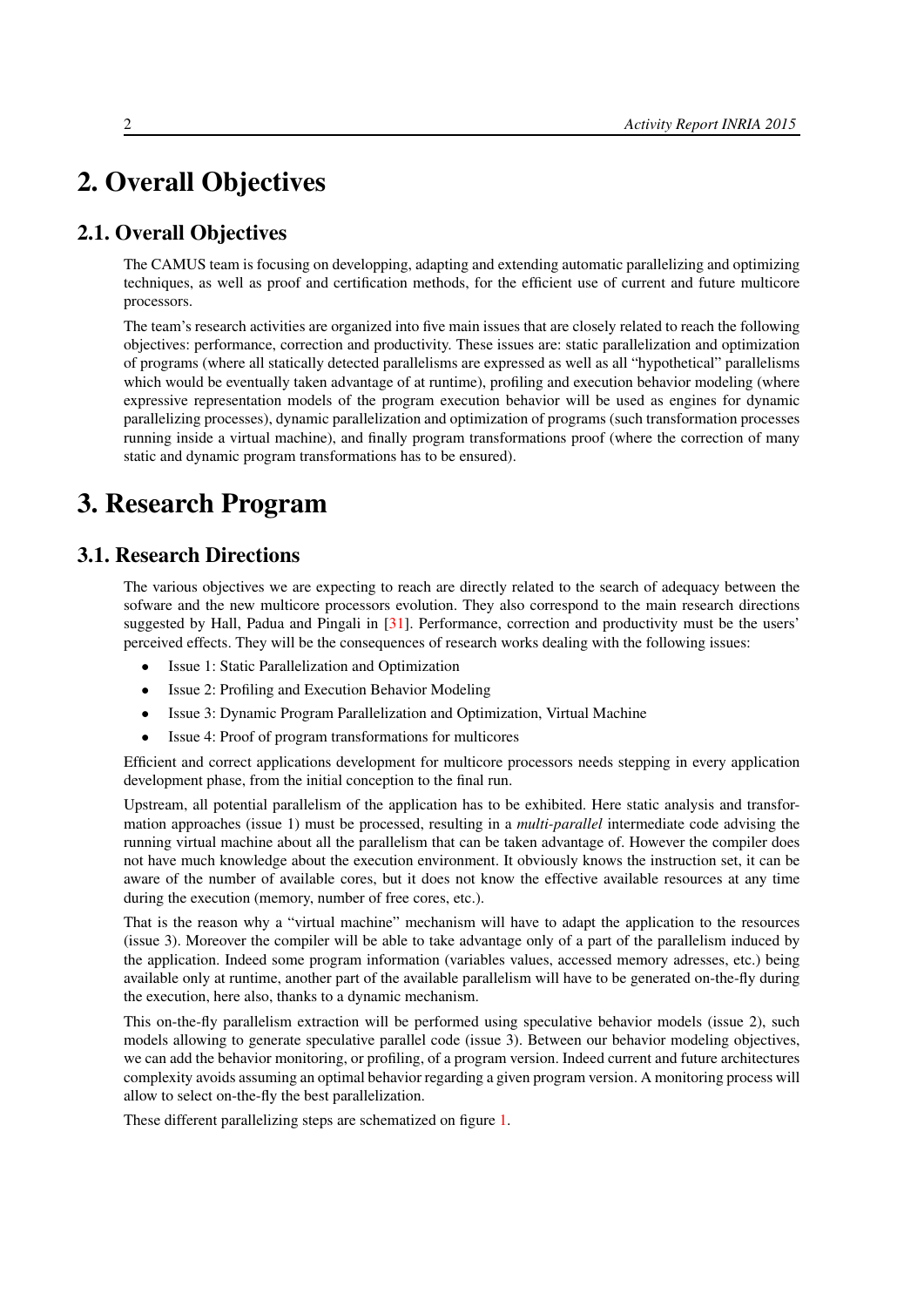# 2. Overall Objectives

## 2.1. Overall Objectives

The CAMUS team is focusing on developping, adapting and extending automatic parallelizing and optimizing techniques, as well as proof and certification methods, for the efficient use of current and future multicore processors.

The team's research activities are organized into five main issues that are closely related to reach the following objectives: performance, correction and productivity. These issues are: static parallelization and optimization of programs (where all statically detected parallelisms are expressed as well as all "hypothetical" parallelisms which would be eventually taken advantage of at runtime), profiling and execution behavior modeling (where expressive representation models of the program execution behavior will be used as engines for dynamic parallelizing processes), dynamic parallelization and optimization of programs (such transformation processes running inside a virtual machine), and finally program transformations proof (where the correction of many static and dynamic program transformations has to be ensured).

# 3. Research Program

## 3.1. Research Directions

The various objectives we are expecting to reach are directly related to the search of adequacy between the sofware and the new multicore processors evolution. They also correspond to the main research directions suggested by Hall, Padua and Pingali in [31]. Performance, correction and productivity must be the users' perceived effects. They will be the consequences of research works dealing with the following issues:

- Issue 1: Static Parallelization and Optimization
- Issue 2: Profiling and Execution Behavior Modeling
- Issue 3: Dynamic Program Parallelization and Optimization, Virtual Machine
- Issue 4: Proof of program transformations for multicores

Efficient and correct applications development for multicore processors needs stepping in every application development phase, from the initial conception to the final run.

Upstream, all potential parallelism of the application has to be exhibited. Here static analysis and transformation approaches (issue 1) must be processed, resulting in a *multi-parallel* intermediate code advising the running virtual machine about all the parallelism that can be taken advantage of. However the compiler does not have much knowledge about the execution environment. It obviously knows the instruction set, it can be aware of the number of available cores, but it does not know the effective available resources at any time during the execution (memory, number of free cores, etc.).

That is the reason why a "virtual machine" mechanism will have to adapt the application to the resources (issue 3). Moreover the compiler will be able to take advantage only of a part of the parallelism induced by the application. Indeed some program information (variables values, accessed memory adresses, etc.) being available only at runtime, another part of the available parallelism will have to be generated on-the-fly during the execution, here also, thanks to a dynamic mechanism.

This on-the-fly parallelism extraction will be performed using speculative behavior models (issue 2), such models allowing to generate speculative parallel code (issue 3). Between our behavior modeling objectives, we can add the behavior monitoring, or profiling, of a program version. Indeed current and future architectures complexity avoids assuming an optimal behavior regarding a given program version. A monitoring process will allow to select on-the-fly the best parallelization.

These different parallelizing steps are schematized on figure 1.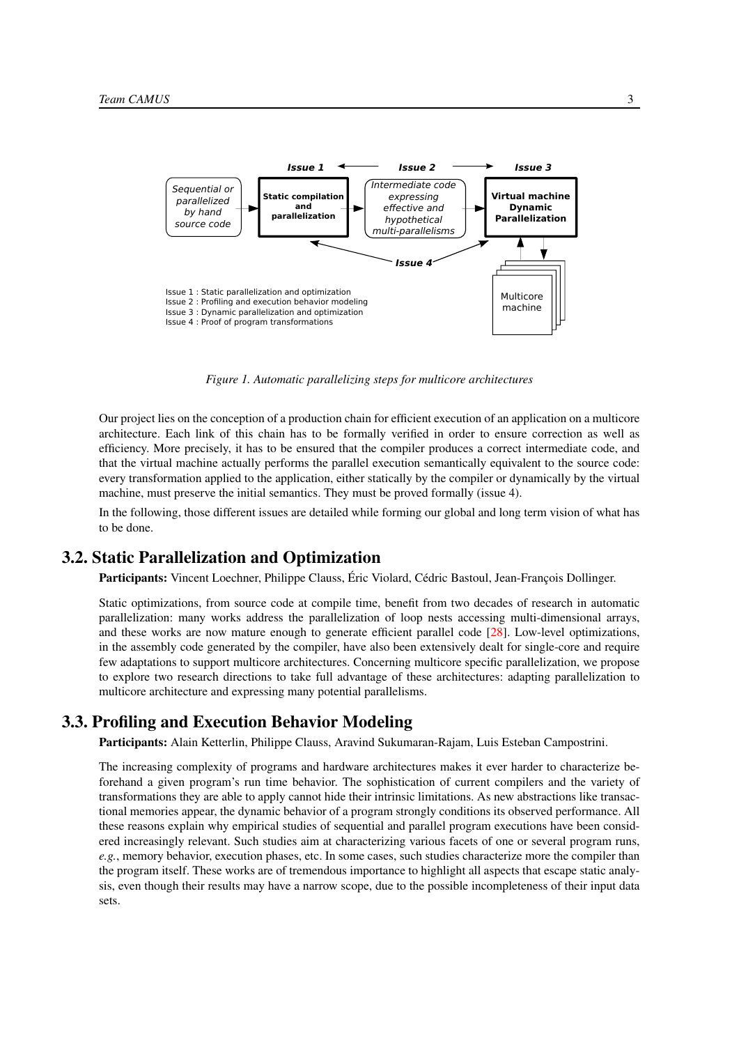Figure 1. Automatic parallelizing steps for multicore architectures

Our project lies on the conception of a production chain for efficient execution of an application on a multicore architecture. Each link of this chain has to be formally verified in order to ensure correction as well as efficiency. More precisely, it has to be ensured that the compiler produces a correct intermediate code, and that the virtual machine actually performs the parallel execution semantically equivalent to the source code: every transformation applied to the application, either statically by the compiler or dynamically by the virtual machine, must preserve the initial semantics. They must be proved formally (issue 4).

In the following, those different issues are detailed while forming our global and long term vision of what has to be done.

## 3.2. Static Parallelization and Optimization

**Participants:** Vincent Loechner, Philippe Clauss, Éric Violard, Cédric Bastoul, Jean-François Dollinger.

Static optimizations, from source code at compile time, benefit from two decades of research in automatic parallelization: many works address the parallelization of loop nests accessing multi-dimensional arrays, and these works are now mature enough to generate efficient parallel code [28]. Low-level optimizations, in the assembly code generated by the compiler, have also been extensively dealt for single-core and require few adaptations to support multicore architectures. Concerning multicore specific parallelization, we propose to explore two research directions to take full advantage of these architectures: adapting parallelization to multicore architecture and expressing many potential parallelisms.

## 3.3. Profiling and Execution Behavior Modeling

**Participants:** Alain Ketterlin, Philippe Clauss, Aravind Sukumaran-Rajam, Luis Esteban Campostrini.

The increasing complexity of programs and hardware architectures makes it ever harder to characterize beforehand a given program's run time behavior. The sophistication of current compilers and the variety of transformations they are able to apply cannot hide their intrinsic limitations. As new abstractions like transactional memories appear, the dynamic behavior of a program strongly conditions its observed performance. All these reasons explain why empirical studies of sequential and parallel program executions have been considered increasingly relevant. Such studies aim at characterizing various facets of one or several program runs, *e.g.*, memory behavior, execution phases, etc. In some cases, such studies characterize more the compiler than the program itself. These works are of tremendous importance to highlight all aspects that escape static analysis, even though their results may have a narrow scope, due to the possible incompleteness of their input data sets.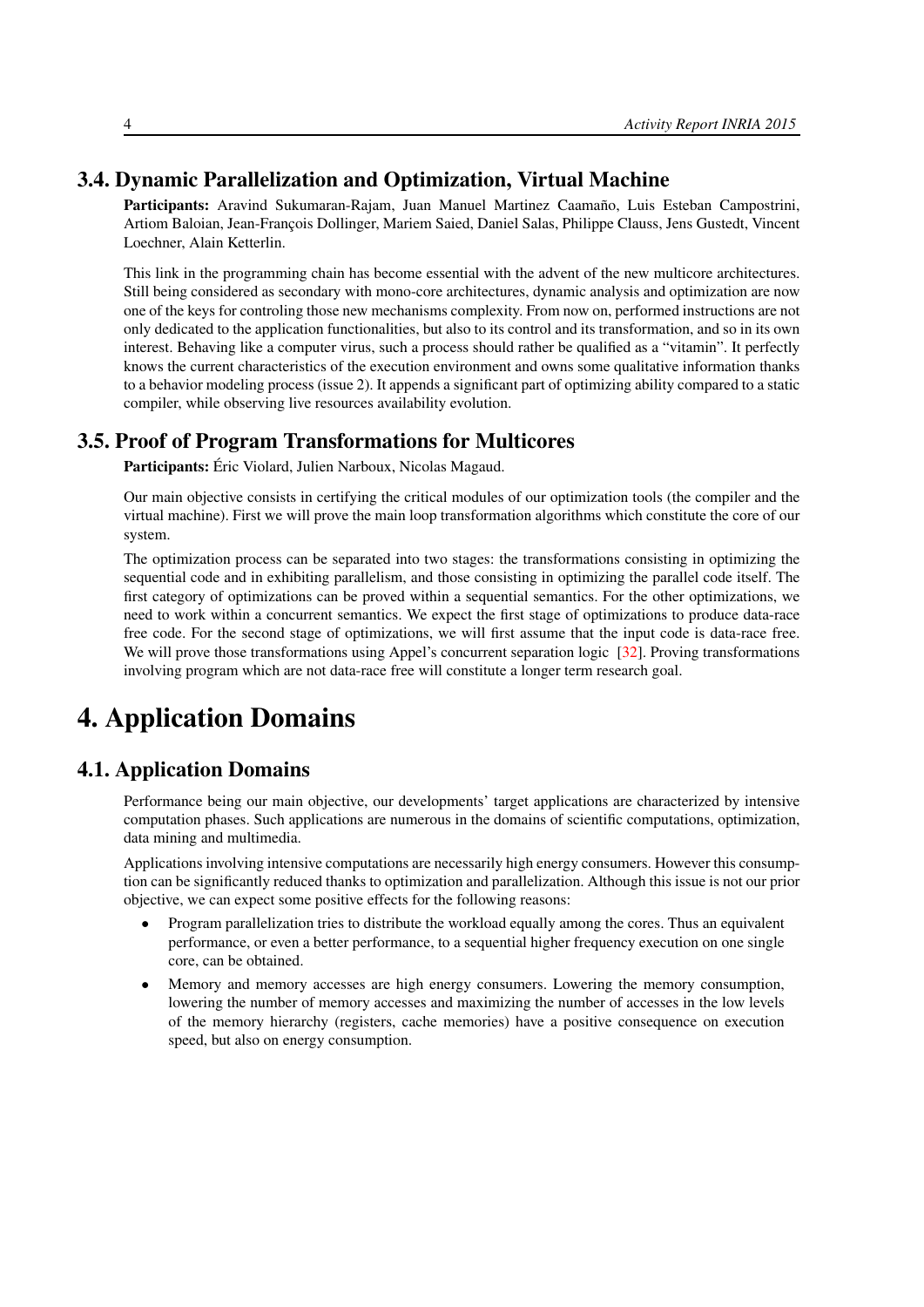## 3.4. Dynamic Parallelization and Optimization, Virtual Machine

**Participants:** Aravind Sukumaran-Rajam, Juan Manuel Martinez Caamaño, Luis Esteban Campostrini, Artiom Baloian, Jean-François Dollinger, Mariem Saied, Daniel Salas, Philippe Clauss, Jens Gustedt, Vincent Loechner, Alain Ketterlin.

This link in the programming chain has become essential with the advent of the new multicore architectures. Still being considered as secondary with mono-core architectures, dynamic analysis and optimization are now one of the keys for controling those new mechanisms complexity. From now on, performed instructions are not only dedicated to the application functionalities, but also to its control and its transformation, and so in its own interest. Behaving like a computer virus, such a process should rather be qualified as a "vitamin". It perfectly knows the current characteristics of the execution environment and owns some qualitative information thanks to a behavior modeling process (issue 2). It appends a significant part of optimizing ability compared to a static compiler, while observing live resources availability evolution.

## 3.5. Proof of Program Transformations for Multicores

**Participants:** Éric Violard, Julien Narboux, Nicolas Magaud.

Our main objective consists in certifying the critical modules of our optimization tools (the compiler and the virtual machine). First we will prove the main loop transformation algorithms which constitute the core of our system.

The optimization process can be separated into two stages: the transformations consisting in optimizing the sequential code and in exhibiting parallelism, and those consisting in optimizing the parallel code itself. The first category of optimizations can be proved within a sequential semantics. For the other optimizations, we need to work within a concurrent semantics. We expect the first stage of optimizations to produce data-race free code. For the second stage of optimizations, we will first assume that the input code is data-race free. We will prove those transformations using Appel's concurrent separation logic [32]. Proving transformations involving program which are not data-race free will constitute a longer term research goal.

# 4. Application Domains

## 4.1. Application Domains

Performance being our main objective, our developments' target applications are characterized by intensive computation phases. Such applications are numerous in the domains of scientific computations, optimization, data mining and multimedia.

Applications involving intensive computations are necessarily high energy consumers. However this consumption can be significantly reduced thanks to optimization and parallelization. Although this issue is not our prior objective, we can expect some positive effects for the following reasons:

- Program parallelization tries to distribute the workload equally among the cores. Thus an equivalent performance, or even a better performance, to a sequential higher frequency execution on one single core, can be obtained.
- Memory and memory accesses are high energy consumers. Lowering the memory consumption, lowering the number of memory accesses and maximizing the number of accesses in the low levels of the memory hierarchy (registers, cache memories) have a positive consequence on execution speed, but also on energy consumption.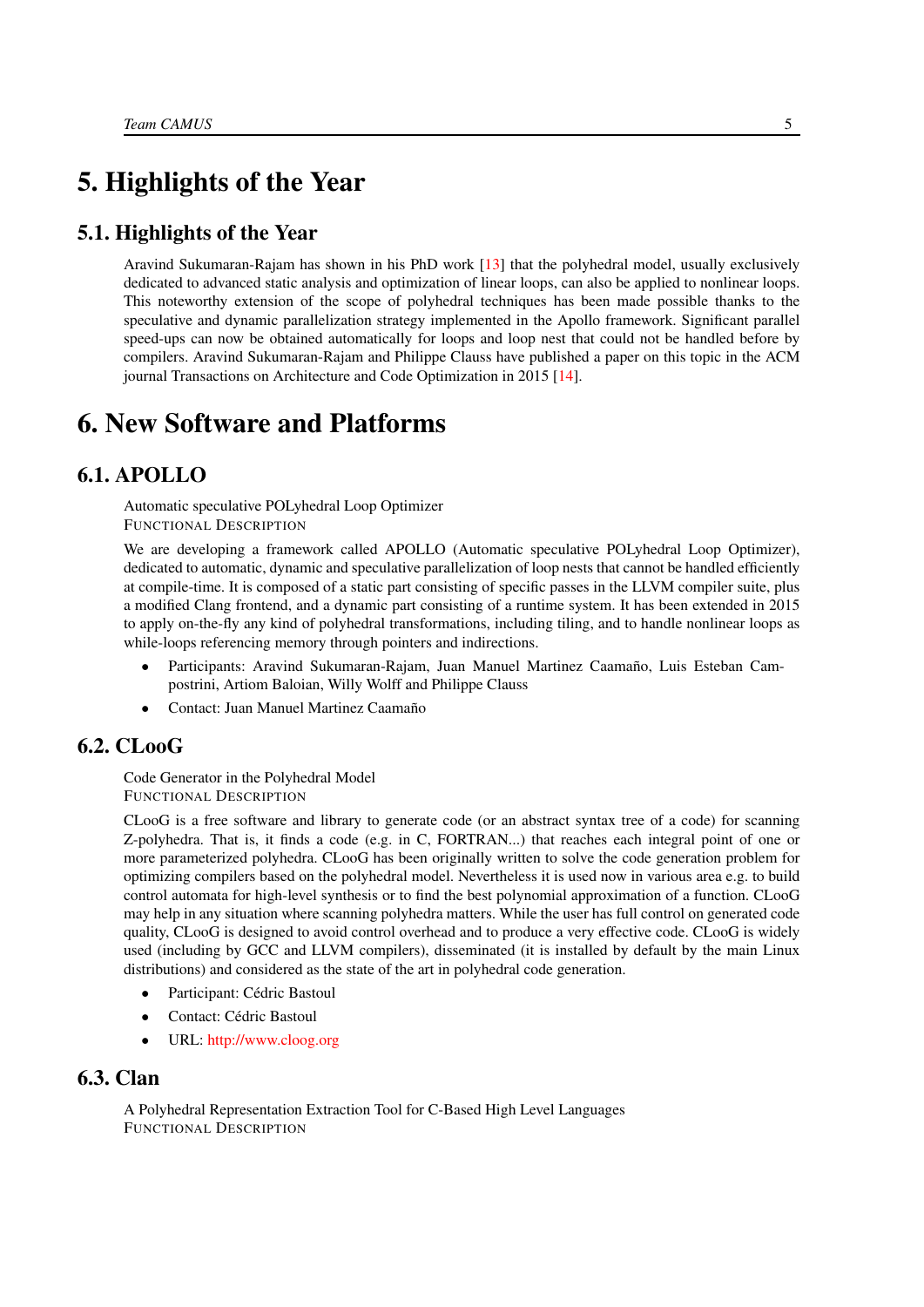# 5. Highlights of the Year

## 5.1. Highlights of the Year

Aravind Sukumaran-Rajam has shown in his PhD work [13] that the polyhedral model, usually exclusively dedicated to advanced static analysis and optimization of linear loops, can also be applied to nonlinear loops. This noteworthy extension of the scope of polyhedral techniques has been made possible thanks to the speculative and dynamic parallelization strategy implemented in the Apollo framework. Significant parallel speed-ups can now be obtained automatically for loops and loop nest that could not be handled before by compilers. Aravind Sukumaran-Rajam and Philippe Clauss have published a paper on this topic in the ACM journal Transactions on Architecture and Code Optimization in 2015 [14].

# 6. New Software and Platforms

## 6.1. APOLLO

Automatic speculative POLyhedral Loop Optimizer

FUNCTIONAL DESCRIPTION

We are developing a framework called APOLLO (Automatic speculative POLyhedral Loop Optimizer), dedicated to automatic, dynamic and speculative parallelization of loop nests that cannot be handled efficiently at compile-time. It is composed of a static part consisting of specific passes in the LLVM compiler suite, plus a modified Clang frontend, and a dynamic part consisting of a runtime system. It has been extended in 2015 to apply on-the-fly any kind of polyhedral transformations, including tiling, and to handle nonlinear loops as while-loops referencing memory through pointers and indirections.

- Participants: Aravind Sukumaran-Rajam, Juan Manuel Martinez Caamaño, Luis Esteban Campostrini, Artiom Baloian, Willy Wolff and Philippe Clauss
- Contact: Juan Manuel Martinez Caamaño

## 6.2. CLooG

Code Generator in the Polyhedral Model

FUNCTIONAL DESCRIPTION

CLooG is a free software and library to generate code (or an abstract syntax tree of a code) for scanning Z-polyhedra. That is, it finds a code (e.g. in C, FORTRAN...) that reaches each integral point of one or more parameterized polyhedra. CLooG has been originally written to solve the code generation problem for optimizing compilers based on the polyhedral model. Nevertheless it is used now in various area e.g. to build control automata for high-level synthesis or to find the best polynomial approximation of a function. CLooG may help in any situation where scanning polyhedra matters. While the user has full control on generated code quality, CLooG is designed to avoid control overhead and to produce a very effective code. CLooG is widely used (including by GCC and LLVM compilers), disseminated (it is installed by default by the main Linux distributions) and considered as the state of the art in polyhedral code generation.

- Participant: Cédric Bastoul
- Contact: Cédric Bastoul
- URL: http://www.cloog.org

## 6.3. Clan

A Polyhedral Representation Extraction Tool for C-Based High Level Languages

FUNCTIONAL DESCRIPTION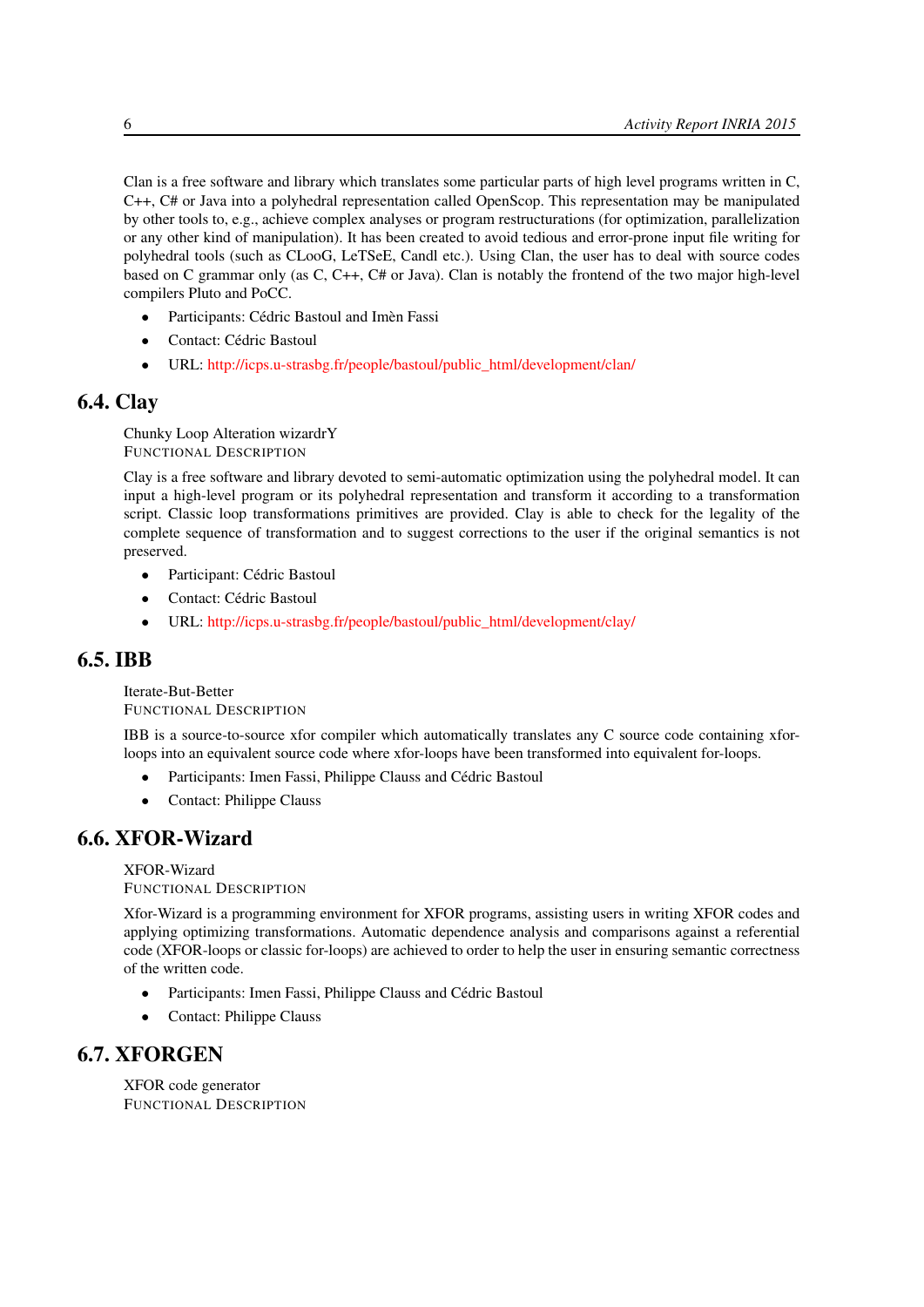Clan is a free software and library which translates some particular parts of high level programs written in C, C++, C# or Java into a polyhedral representation called OpenScop. This representation may be manipulated by other tools to, e.g., achieve complex analyses or program restructurations (for optimization, parallelization or any other kind of manipulation). It has been created to avoid tedious and error-prone input file writing for polyhedral tools (such as CLooG, LeTSeE, Candl etc.). Using Clan, the user has to deal with source codes based on C grammar only (as C, C++, C# or Java). Clan is notably the frontend of the two major high-level compilers Pluto and PoCC.

- Participants: Cédric Bastoul and Imèn Fassi
- Contact: Cédric Bastoul
- URL: http://icps.u-strasbg.fr/people/bastoul/public_html/development/clan/

## 6.4. Clay

Chunky Loop Alteration wizardrY
FUNCTIONAL DESCRIPTION

Clay is a free software and library devoted to semi-automatic optimization using the polyhedral model. It can input a high-level program or its polyhedral representation and transform it according to a transformation script. Classic loop transformations primitives are provided. Clay is able to check for the legality of the complete sequence of transformation and to suggest corrections to the user if the original semantics is not preserved.

- Participant: Cédric Bastoul
- Contact: Cédric Bastoul
- URL: http://icps.u-strasbg.fr/people/bastoul/public_html/development/clay/

## 6.5. IBB

Iterate-But-Better
FUNCTIONAL DESCRIPTION

IBB is a source-to-source xfor compiler which automatically translates any C source code containing xfor-loops into an equivalent source code where xfor-loops have been transformed into equivalent for-loops.

- Participants: Imen Fassi, Philippe Clauss and Cédric Bastoul
- Contact: Philippe Clauss

## 6.6. XFOR-Wizard

XFOR-Wizard
FUNCTIONAL DESCRIPTION

Xfor-Wizard is a programming environment for XFOR programs, assisting users in writing XFOR codes and applying optimizing transformations. Automatic dependence analysis and comparisons against a referential code (XFOR-loops or classic for-loops) are achieved to order to help the user in ensuring semantic correctness of the written code.

- Participants: Imen Fassi, Philippe Clauss and Cédric Bastoul
- Contact: Philippe Clauss

## 6.7. XFORGEN

XFOR code generator
FUNCTIONAL DESCRIPTION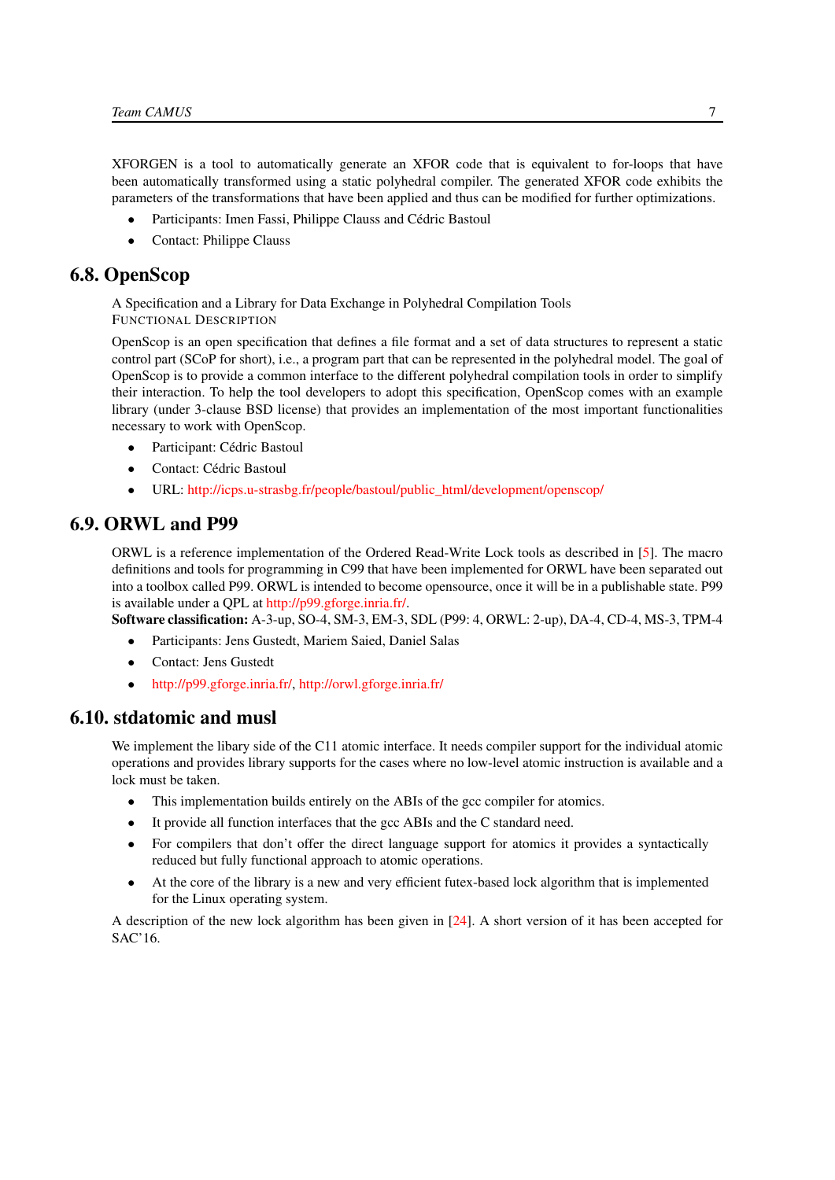XFORGEN is a tool to automatically generate an XFOR code that is equivalent to for-loops that have been automatically transformed using a static polyhedral compiler. The generated XFOR code exhibits the parameters of the transformations that have been applied and thus can be modified for further optimizations.

- Participants: Imen Fassi, Philippe Clauss and Cédric Bastoul
- Contact: Philippe Clauss

## 6.8. OpenScop

A Specification and a Library for Data Exchange in Polyhedral Compilation Tools

FUNCTIONAL DESCRIPTION

OpenScop is an open specification that defines a file format and a set of data structures to represent a static control part (SCoP for short), i.e., a program part that can be represented in the polyhedral model. The goal of OpenScop is to provide a common interface to the different polyhedral compilation tools in order to simplify their interaction. To help the tool developers to adopt this specification, OpenScop comes with an example library (under 3-clause BSD license) that provides an implementation of the most important functionalities necessary to work with OpenScop.

- Participant: Cédric Bastoul
- Contact: Cédric Bastoul
- URL: http://icps.u-strasbg.fr/people/bastoul/public_html/development/openscop/

## 6.9. ORWL and P99

ORWL is a reference implementation of the Ordered Read-Write Lock tools as described in [5]. The macro definitions and tools for programming in C99 that have been implemented for ORWL have been separated out into a toolbox called P99. ORWL is intended to become opensource, once it will be in a publishable state. P99 is available under a QPL at http://p99.gforge.inria.fr/.

**Software classification:** A-3-up, SO-4, SM-3, EM-3, SDL (P99: 4, ORWL: 2-up), DA-4, CD-4, MS-3, TPM-4

- Participants: Jens Gustedt, Mariem Saied, Daniel Salas
- Contact: Jens Gustedt
- http://p99.gforge.inria.fr/, http://orwl.gforge.inria.fr/

## 6.10. stdatomic and musl

We implement the libary side of the C11 atomic interface. It needs compiler support for the individual atomic operations and provides library supports for the cases where no low-level atomic instruction is available and a lock must be taken.

- This implementation builds entirely on the ABIs of the gcc compiler for atomics.
- It provide all function interfaces that the gcc ABIs and the C standard need.
- For compilers that don't offer the direct language support for atomics it provides a syntactically reduced but fully functional approach to atomic operations.
- At the core of the library is a new and very efficient futex-based lock algorithm that is implemented for the Linux operating system.

A description of the new lock algorithm has been given in [24]. A short version of it has been accepted for SAC'16.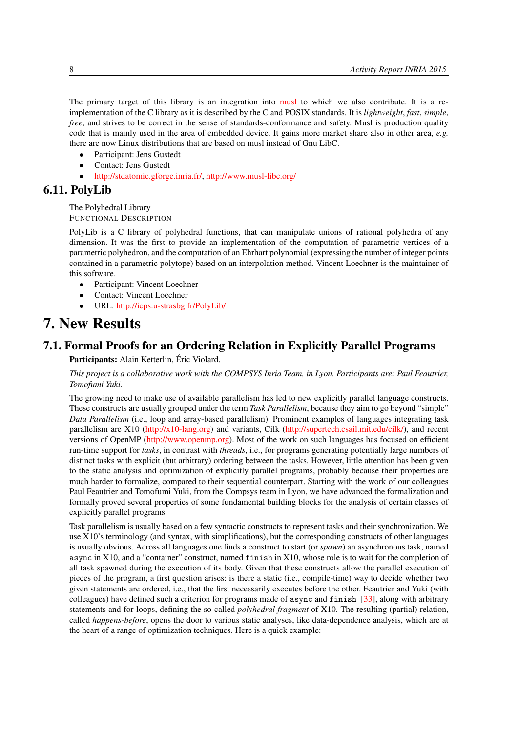The primary target of this library is an integration into musl to which we also contribute. It is a re-implementation of the C library as it is described by the C and POSIX standards. It is *lightweight*, *fast*, *simple*, *free*, and strives to be correct in the sense of standards-conformance and safety. Musl is production quality code that is mainly used in the area of embedded device. It gains more market share also in other area, *e.g.* there are now Linux distributions that are based on musl instead of Gnu LibC.

- Participant: Jens Gustedt
- Contact: Jens Gustedt
- http://stdatomic.gforge.inria.fr/, http://www.musl-libc.org/

## 6.11. PolyLib

The Polyhedral Library
FUNCTIONAL DESCRIPTION

PolyLib is a C library of polyhedral functions, that can manipulate unions of rational polyhedra of any dimension. It was the first to provide an implementation of the computation of parametric vertices of a parametric polyhedron, and the computation of an Ehrhart polynomial (expressing the number of integer points contained in a parametric polytope) based on an interpolation method. Vincent Loechner is the maintainer of this software.

- Participant: Vincent Loechner
- Contact: Vincent Loechner
- URL: http://icps.u-strasbg.fr/PolyLib/

# 7. New Results

## 7.1. Formal Proofs for an Ordering Relation in Explicitly Parallel Programs

**Participants:** Alain Ketterlin, Éric Violard.

*This project is a collaborative work with the COMPSYS Inria Team, in Lyon. Participants are: Paul Feautrier, Tomofumi Yuki.*

The growing need to make use of available parallelism has led to new explicitly parallel language constructs. These constructs are usually grouped under the term *Task Parallelism*, because they aim to go beyond "simple" *Data Parallelism* (i.e., loop and array-based parallelism). Prominent examples of languages integrating task parallelism are X10 (http://x10-lang.org) and variants, Cilk (http://supertech.csail.mit.edu/cilk/), and recent versions of OpenMP (http://www.openmp.org). Most of the work on such languages has focused on efficient run-time support for *tasks*, in contrast with *threads*, i.e., for programs generating potentially large numbers of distinct tasks with explicit (but arbitrary) ordering between the tasks. However, little attention has been given to the static analysis and optimization of explicitly parallel programs, probably because their properties are much harder to formalize, compared to their sequential counterpart. Starting with the work of our colleagues Paul Feautrier and Tomofumi Yuki, from the Compsys team in Lyon, we have advanced the formalization and formally proved several properties of some fundamental building blocks for the analysis of certain classes of explicitly parallel programs.

Task parallelism is usually based on a few syntactic constructs to represent tasks and their synchronization. We use X10's terminology (and syntax, with simplifications), but the corresponding constructs of other languages is usually obvious. Across all languages one finds a construct to start (or *spawn*) an asynchronous task, named `async` in X10, and a "container" construct, named `finish` in X10, whose role is to wait for the completion of all task spawned during the execution of its body. Given that these constructs allow the parallel execution of pieces of the program, a first question arises: is there a static (i.e., compile-time) way to decide whether two given statements are ordered, i.e., that the first necessarily executes before the other. Feautrier and Yuki (with colleagues) have defined such a criterion for programs made of `async` and `finish` [33], along with arbitrary statements and for-loops, defining the so-called *polyhedral fragment* of X10. The resulting (partial) relation, called *happens-before*, opens the door to various static analyses, like data-dependence analysis, which are at the heart of a range of optimization techniques. Here is a quick example: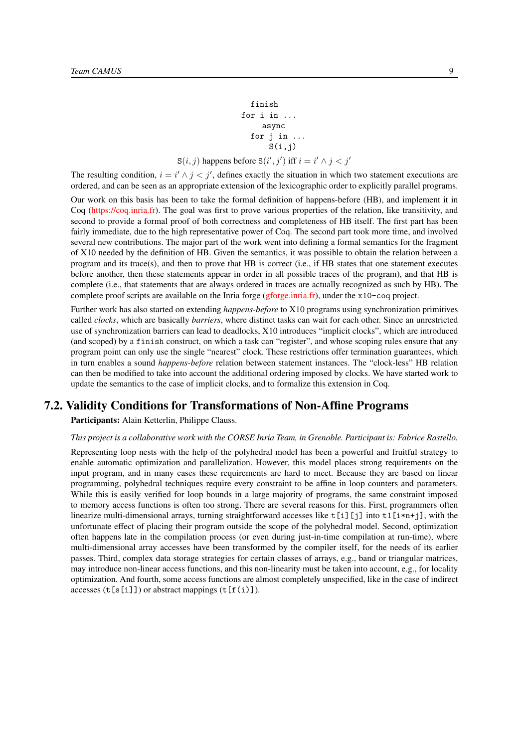```
finish
for i in ...
    async
  for j in ...
      S(i,j)
```

$\mathtt{S}(i,j)$ happens before $\mathtt{S}(i',j')$ iff $i = i' \wedge j < j'$

The resulting condition, $i = i' \wedge j < j'$, defines exactly the situation in which two statement executions are ordered, and can be seen as an appropriate extension of the lexicographic order to explicitly parallel programs.

Our work on this basis has been to take the formal definition of happens-before (HB), and implement it in Coq (https://coq.inria.fr). The goal was first to prove various properties of the relation, like transitivity, and second to provide a formal proof of both correctness and completeness of HB itself. The first part has been fairly immediate, due to the high representative power of Coq. The second part took more time, and involved several new contributions. The major part of the work went into defining a formal semantics for the fragment of X10 needed by the definition of HB. Given the semantics, it was possible to obtain the relation between a program and its trace(s), and then to prove that HB is correct (i.e., if HB states that one statement executes before another, then these statements appear in order in all possible traces of the program), and that HB is complete (i.e., that statements that are always ordered in traces are actually recognized as such by HB). The complete proof scripts are available on the Inria forge (gforge.inria.fr), under the `x10-coq` project.

Further work has also started on extending *happens-before* to X10 programs using synchronization primitives called *clocks*, which are basically *barriers*, where distinct tasks can wait for each other. Since an unrestricted use of synchronization barriers can lead to deadlocks, X10 introduces "implicit clocks", which are introduced (and scoped) by a `finish` construct, on which a task can "register", and whose scoping rules ensure that any program point can only use the single "nearest" clock. These restrictions offer termination guarantees, which in turn enables a sound *happens-before* relation between statement instances. The "clock-less" HB relation can then be modified to take into account the additional ordering imposed by clocks. We have started work to update the semantics to the case of implicit clocks, and to formalize this extension in Coq.

## 7.2. Validity Conditions for Transformations of Non-Affine Programs

**Participants:** Alain Ketterlin, Philippe Clauss.

*This project is a collaborative work with the CORSE Inria Team, in Grenoble. Participant is: Fabrice Rastello.*

Representing loop nests with the help of the polyhedral model has been a powerful and fruitful strategy to enable automatic optimization and parallelization. However, this model places strong requirements on the input program, and in many cases these requirements are hard to meet. Because they are based on linear programming, polyhedral techniques require every constraint to be affine in loop counters and parameters. While this is easily verified for loop bounds in a large majority of programs, the same constraint imposed to memory access functions is often too strong. There are several reasons for this. First, programmers often linearize multi-dimensional arrays, turning straightforward accesses like `t[i][j]` into `t1[i*n+j]`, with the unfortunate effect of placing their program outside the scope of the polyhedral model. Second, optimization often happens late in the compilation process (or even during just-in-time compilation at run-time), where multi-dimensional array accesses have been transformed by the compiler itself, for the needs of its earlier passes. Third, complex data storage strategies for certain classes of arrays, e.g., band or triangular matrices, may introduce non-linear access functions, and this non-linearity must be taken into account, e.g., for locality optimization. And fourth, some access functions are almost completely unspecified, like in the case of indirect accesses (`t[s[i]]`) or abstract mappings (`t[f(i)]`).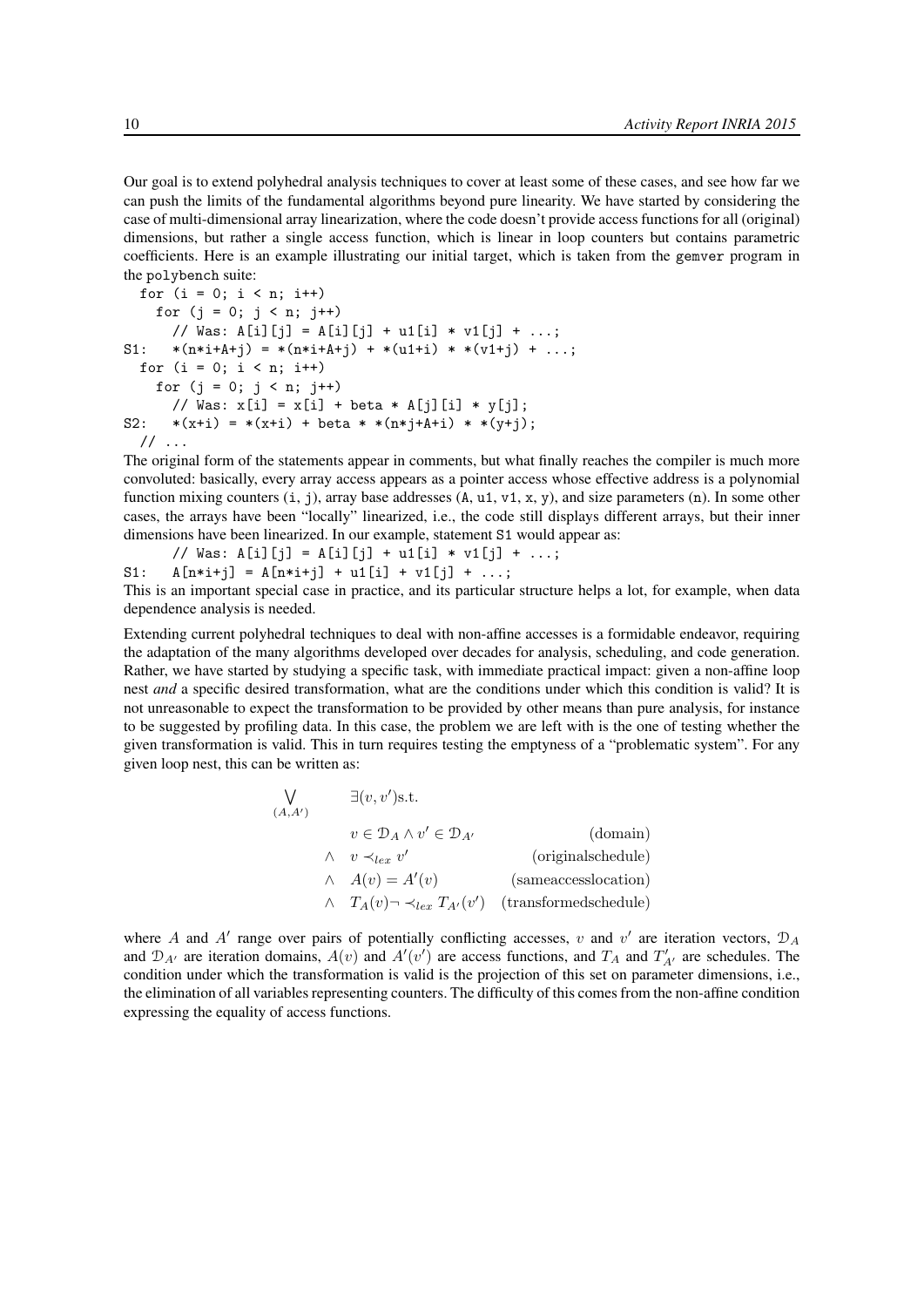Our goal is to extend polyhedral analysis techniques to cover at least some of these cases, and see how far we can push the limits of the fundamental algorithms beyond pure linearity. We have started by considering the case of multi-dimensional array linearization, where the code doesn't provide access functions for all (original) dimensions, but rather a single access function, which is linear in loop counters but contains parametric coefficients. Here is an example illustrating our initial target, which is taken from the `gemver` program in the `polybench` suite:

```
  for (i = 0; i < n; i++)
    for (j = 0; j < n; j++)
      // Was: A[i][j] = A[i][j] + u1[i] * v1[j] + ...;
S1:   *(n*i+A+j) = *(n*i+A+j) + *(u1+i) * *(v1+j) + ...;
  for (i = 0; i < n; i++)
    for (j = 0; j < n; j++)
      // Was: x[i] = x[i] + beta * A[j][i] * y[j];
S2:   *(x+i) = *(x+i) + beta * *(n*j+A+i) * *(y+j);
  // ...
```

The original form of the statements appear in comments, but what finally reaches the compiler is much more convoluted: basically, every array access appears as a pointer access whose effective address is a polynomial function mixing counters (`i`, `j`), array base addresses (`A`, `u1`, `v1`, `x`, `y`), and size parameters (`n`). In some other cases, the arrays have been "locally" linearized, i.e., the code still displays different arrays, but their inner dimensions have been linearized. In our example, statement `S1` would appear as:

```
      // Was: A[i][j] = A[i][j] + u1[i] * v1[j] + ...;
S1:   A[n*i+j] = A[n*i+j] + u1[i] + v1[j] + ...;
```

This is an important special case in practice, and its particular structure helps a lot, for example, when data dependence analysis is needed.

Extending current polyhedral techniques to deal with non-affine accesses is a formidable endeavor, requiring the adaptation of the many algorithms developed over decades for analysis, scheduling, and code generation. Rather, we have started by studying a specific task, with immediate practical impact: given a non-affine loop nest *and* a specific desired transformation, what are the conditions under which this condition is valid? It is not unreasonable to expect the transformation to be provided by other means than pure analysis, for instance to be suggested by profiling data. In this case, the problem we are left with is the one of testing whether the given transformation is valid. This in turn requires testing the emptyness of a "problematic system". For any given loop nest, this can be written as:

$$
\bigvee_{(A,A')} \quad
\begin{array}{lll}
 & \exists(v, v')\text{s.t.} & \\
 & v \in \mathcal{D}_A \wedge v' \in \mathcal{D}_{A'} & \text{(domain)} \\
\wedge & v \prec_{lex} v' & \text{(originalschedule)} \\
\wedge & A(v) = A'(v) & \text{(sameaccesslocation)} \\
\wedge & T_A(v) \neg \prec_{lex} T_{A'}(v') & \text{(transformedschedule)}
\end{array}
$$

where $A$ and $A'$ range over pairs of potentially conflicting accesses, $v$ and $v'$ are iteration vectors, $\mathcal{D}_A$ and $\mathcal{D}_{A'}$ are iteration domains, $A(v)$ and $A'(v')$ are access functions, and $T_A$ and $T'_{A'}$ are schedules. The condition under which the transformation is valid is the projection of this set on parameter dimensions, i.e., the elimination of all variables representing counters. The difficulty of this comes from the non-affine condition expressing the equality of access functions.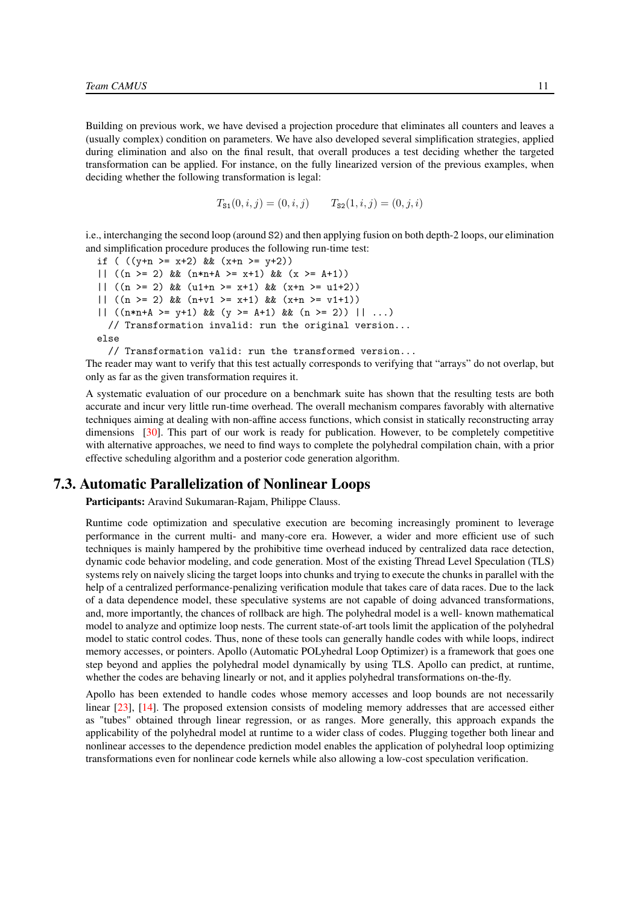Building on previous work, we have devised a projection procedure that eliminates all counters and leaves a (usually complex) condition on parameters. We have also developed several simplification strategies, applied during elimination and also on the final result, that overall produces a test deciding whether the targeted transformation can be applied. For instance, on the fully linearized version of the previous examples, when deciding whether the following transformation is legal:

$$T_{\texttt{S1}}(0,i,j) = (0,i,j) \qquad T_{\texttt{S2}}(1,i,j) = (0,j,i)$$

i.e., interchanging the second loop (around S2) and then applying fusion on both depth-2 loops, our elimination and simplification procedure produces the following run-time test:

```
if ( ((y+n >= x+2) && (x+n >= y+2))
|| ((n >= 2) && (n*n+A >= x+1) && (x >= A+1))
|| ((n >= 2) && (u1+n >= x+1) && (x+n >= u1+2))
|| ((n >= 2) && (n+v1 >= x+1) && (x+n >= v1+1))
|| ((n*n+A >= y+1) && (y >= A+1) && (n >= 2)) || ...)
  // Transformation invalid: run the original version...
else
  // Transformation valid: run the transformed version...
```

The reader may want to verify that this test actually corresponds to verifying that "arrays" do not overlap, but only as far as the given transformation requires it.

A systematic evaluation of our procedure on a benchmark suite has shown that the resulting tests are both accurate and incur very little run-time overhead. The overall mechanism compares favorably with alternative techniques aiming at dealing with non-affine access functions, which consist in statically reconstructing array dimensions [30]. This part of our work is ready for publication. However, to be completely competitive with alternative approaches, we need to find ways to complete the polyhedral compilation chain, with a prior effective scheduling algorithm and a posterior code generation algorithm.

## 7.3. Automatic Parallelization of Nonlinear Loops

**Participants:** Aravind Sukumaran-Rajam, Philippe Clauss.

Runtime code optimization and speculative execution are becoming increasingly prominent to leverage performance in the current multi- and many-core era. However, a wider and more efficient use of such techniques is mainly hampered by the prohibitive time overhead induced by centralized data race detection, dynamic code behavior modeling, and code generation. Most of the existing Thread Level Speculation (TLS) systems rely on naively slicing the target loops into chunks and trying to execute the chunks in parallel with the help of a centralized performance-penalizing verification module that takes care of data races. Due to the lack of a data dependence model, these speculative systems are not capable of doing advanced transformations, and, more importantly, the chances of rollback are high. The polyhedral model is a well- known mathematical model to analyze and optimize loop nests. The current state-of-art tools limit the application of the polyhedral model to static control codes. Thus, none of these tools can generally handle codes with while loops, indirect memory accesses, or pointers. Apollo (Automatic POLyhedral Loop Optimizer) is a framework that goes one step beyond and applies the polyhedral model dynamically by using TLS. Apollo can predict, at runtime, whether the codes are behaving linearly or not, and it applies polyhedral transformations on-the-fly.

Apollo has been extended to handle codes whose memory accesses and loop bounds are not necessarily linear [23], [14]. The proposed extension consists of modeling memory addresses that are accessed either as "tubes" obtained through linear regression, or as ranges. More generally, this approach expands the applicability of the polyhedral model at runtime to a wider class of codes. Plugging together both linear and nonlinear accesses to the dependence prediction model enables the application of polyhedral loop optimizing transformations even for nonlinear code kernels while also allowing a low-cost speculation verification.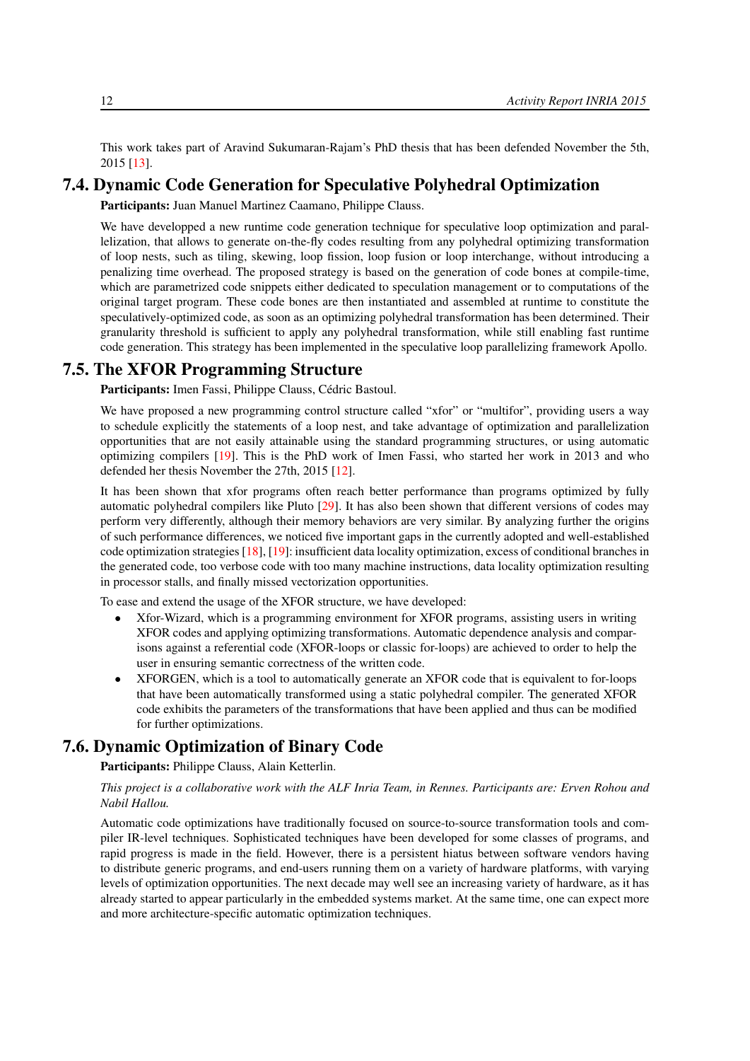This work takes part of Aravind Sukumaran-Rajam's PhD thesis that has been defended November the 5th, 2015 [13].

## 7.4. Dynamic Code Generation for Speculative Polyhedral Optimization

**Participants:** Juan Manuel Martinez Caamano, Philippe Clauss.

We have developped a new runtime code generation technique for speculative loop optimization and parallelization, that allows to generate on-the-fly codes resulting from any polyhedral optimizing transformation of loop nests, such as tiling, skewing, loop fission, loop fusion or loop interchange, without introducing a penalizing time overhead. The proposed strategy is based on the generation of code bones at compile-time, which are parametrized code snippets either dedicated to speculation management or to computations of the original target program. These code bones are then instantiated and assembled at runtime to constitute the speculatively-optimized code, as soon as an optimizing polyhedral transformation has been determined. Their granularity threshold is sufficient to apply any polyhedral transformation, while still enabling fast runtime code generation. This strategy has been implemented in the speculative loop parallelizing framework Apollo.

## 7.5. The XFOR Programming Structure

**Participants:** Imen Fassi, Philippe Clauss, Cédric Bastoul.

We have proposed a new programming control structure called "xfor" or "multifor", providing users a way to schedule explicitly the statements of a loop nest, and take advantage of optimization and parallelization opportunities that are not easily attainable using the standard programming structures, or using automatic optimizing compilers [19]. This is the PhD work of Imen Fassi, who started her work in 2013 and who defended her thesis November the 27th, 2015 [12].

It has been shown that xfor programs often reach better performance than programs optimized by fully automatic polyhedral compilers like Pluto [29]. It has also been shown that different versions of codes may perform very differently, although their memory behaviors are very similar. By analyzing further the origins of such performance differences, we noticed five important gaps in the currently adopted and well-established code optimization strategies [18], [19]: insufficient data locality optimization, excess of conditional branches in the generated code, too verbose code with too many machine instructions, data locality optimization resulting in processor stalls, and finally missed vectorization opportunities.

To ease and extend the usage of the XFOR structure, we have developed:

- Xfor-Wizard, which is a programming environment for XFOR programs, assisting users in writing XFOR codes and applying optimizing transformations. Automatic dependence analysis and comparisons against a referential code (XFOR-loops or classic for-loops) are achieved to order to help the user in ensuring semantic correctness of the written code.
- XFORGEN, which is a tool to automatically generate an XFOR code that is equivalent to for-loops that have been automatically transformed using a static polyhedral compiler. The generated XFOR code exhibits the parameters of the transformations that have been applied and thus can be modified for further optimizations.

## 7.6. Dynamic Optimization of Binary Code

**Participants:** Philippe Clauss, Alain Ketterlin.

*This project is a collaborative work with the ALF Inria Team, in Rennes. Participants are: Erven Rohou and Nabil Hallou.*

Automatic code optimizations have traditionally focused on source-to-source transformation tools and compiler IR-level techniques. Sophisticated techniques have been developed for some classes of programs, and rapid progress is made in the field. However, there is a persistent hiatus between software vendors having to distribute generic programs, and end-users running them on a variety of hardware platforms, with varying levels of optimization opportunities. The next decade may well see an increasing variety of hardware, as it has already started to appear particularly in the embedded systems market. At the same time, one can expect more and more architecture-specific automatic optimization techniques.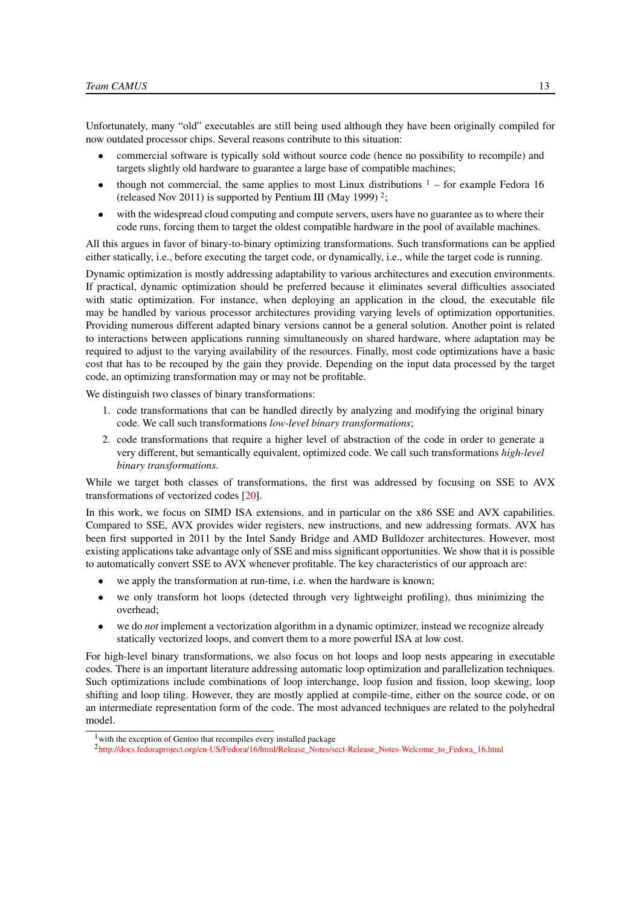Unfortunately, many "old" executables are still being used although they have been originally compiled for now outdated processor chips. Several reasons contribute to this situation:

- commercial software is typically sold without source code (hence no possibility to recompile) and targets slightly old hardware to guarantee a large base of compatible machines;
- though not commercial, the same applies to most Linux distributions [1] – for example Fedora 16 (released Nov 2011) is supported by Pentium III (May 1999) [2];
- with the widespread cloud computing and compute servers, users have no guarantee as to where their code runs, forcing them to target the oldest compatible hardware in the pool of available machines.

All this argues in favor of binary-to-binary optimizing transformations. Such transformations can be applied either statically, i.e., before executing the target code, or dynamically, i.e., while the target code is running.

Dynamic optimization is mostly addressing adaptability to various architectures and execution environments. If practical, dynamic optimization should be preferred because it eliminates several difficulties associated with static optimization. For instance, when deploying an application in the cloud, the executable file may be handled by various processor architectures providing varying levels of optimization opportunities. Providing numerous different adapted binary versions cannot be a general solution. Another point is related to interactions between applications running simultaneously on shared hardware, where adaptation may be required to adjust to the varying availability of the resources. Finally, most code optimizations have a basic cost that has to be recouped by the gain they provide. Depending on the input data processed by the target code, an optimizing transformation may or may not be profitable.

We distinguish two classes of binary transformations:

1. code transformations that can be handled directly by analyzing and modifying the original binary code. We call such transformations *low-level binary transformations*;
2. code transformations that require a higher level of abstraction of the code in order to generate a very different, but semantically equivalent, optimized code. We call such transformations *high-level binary transformations*.

While we target both classes of transformations, the first was addressed by focusing on SSE to AVX transformations of vectorized codes [20].

In this work, we focus on SIMD ISA extensions, and in particular on the x86 SSE and AVX capabilities. Compared to SSE, AVX provides wider registers, new instructions, and new addressing formats. AVX has been first supported in 2011 by the Intel Sandy Bridge and AMD Bulldozer architectures. However, most existing applications take advantage only of SSE and miss significant opportunities. We show that it is possible to automatically convert SSE to AVX whenever profitable. The key characteristics of our approach are:

- we apply the transformation at run-time, i.e. when the hardware is known;
- we only transform hot loops (detected through very lightweight profiling), thus minimizing the overhead;
- we do *not* implement a vectorization algorithm in a dynamic optimizer, instead we recognize already statically vectorized loops, and convert them to a more powerful ISA at low cost.

For high-level binary transformations, we also focus on hot loops and loop nests appearing in executable codes. There is an important literature addressing automatic loop optimization and parallelization techniques. Such optimizations include combinations of loop interchange, loop fusion and fission, loop skewing, loop shifting and loop tiling. However, they are mostly applied at compile-time, either on the source code, or on an intermediate representation form of the code. The most advanced techniques are related to the polyhedral model.

---

[1] with the exception of Gentoo that recompiles every installed package

[2] http://docs.fedoraproject.org/en-US/Fedora/16/html/Release_Notes/sect-Release_Notes-Welcome_to_Fedora_16.html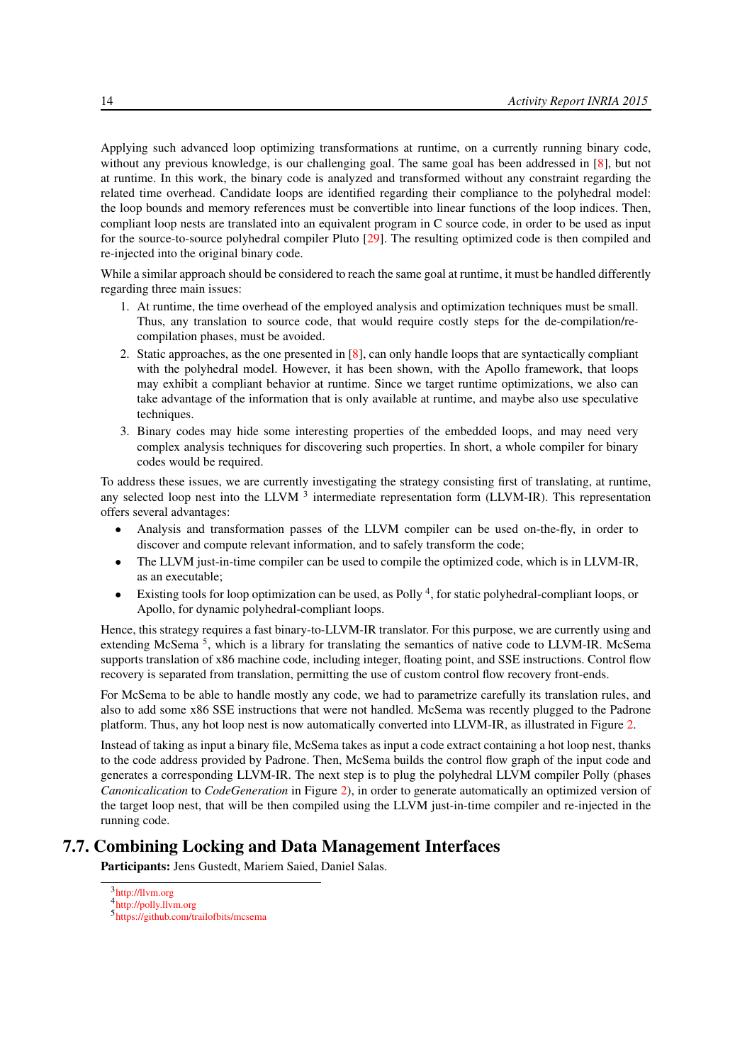Applying such advanced loop optimizing transformations at runtime, on a currently running binary code, without any previous knowledge, is our challenging goal. The same goal has been addressed in [8], but not at runtime. In this work, the binary code is analyzed and transformed without any constraint regarding the related time overhead. Candidate loops are identified regarding their compliance to the polyhedral model: the loop bounds and memory references must be convertible into linear functions of the loop indices. Then, compliant loop nests are translated into an equivalent program in C source code, in order to be used as input for the source-to-source polyhedral compiler Pluto [29]. The resulting optimized code is then compiled and re-injected into the original binary code.

While a similar approach should be considered to reach the same goal at runtime, it must be handled differently regarding three main issues:

1. At runtime, the time overhead of the employed analysis and optimization techniques must be small. Thus, any translation to source code, that would require costly steps for the de-compilation/re-compilation phases, must be avoided.
2. Static approaches, as the one presented in [8], can only handle loops that are syntactically compliant with the polyhedral model. However, it has been shown, with the Apollo framework, that loops may exhibit a compliant behavior at runtime. Since we target runtime optimizations, we also can take advantage of the information that is only available at runtime, and maybe also use speculative techniques.
3. Binary codes may hide some interesting properties of the embedded loops, and may need very complex analysis techniques for discovering such properties. In short, a whole compiler for binary codes would be required.

To address these issues, we are currently investigating the strategy consisting first of translating, at runtime, any selected loop nest into the LLVM [3] intermediate representation form (LLVM-IR). This representation offers several advantages:

- Analysis and transformation passes of the LLVM compiler can be used on-the-fly, in order to discover and compute relevant information, and to safely transform the code;
- The LLVM just-in-time compiler can be used to compile the optimized code, which is in LLVM-IR, as an executable;
- Existing tools for loop optimization can be used, as Polly [4], for static polyhedral-compliant loops, or Apollo, for dynamic polyhedral-compliant loops.

Hence, this strategy requires a fast binary-to-LLVM-IR translator. For this purpose, we are currently using and extending McSema [5], which is a library for translating the semantics of native code to LLVM-IR. McSema supports translation of x86 machine code, including integer, floating point, and SSE instructions. Control flow recovery is separated from translation, permitting the use of custom control flow recovery front-ends.

For McSema to be able to handle mostly any code, we had to parametrize carefully its translation rules, and also to add some x86 SSE instructions that were not handled. McSema was recently plugged to the Padrone platform. Thus, any hot loop nest is now automatically converted into LLVM-IR, as illustrated in Figure 2.

Instead of taking as input a binary file, McSema takes as input a code extract containing a hot loop nest, thanks to the code address provided by Padrone. Then, McSema builds the control flow graph of the input code and generates a corresponding LLVM-IR. The next step is to plug the polyhedral LLVM compiler Polly (phases *Canonicalication* to *CodeGeneration* in Figure 2), in order to generate automatically an optimized version of the target loop nest, that will be then compiled using the LLVM just-in-time compiler and re-injected in the running code.

## 7.7. Combining Locking and Data Management Interfaces

**Participants:** Jens Gustedt, Mariem Saied, Daniel Salas.

[3] http://llvm.org

[4] http://polly.llvm.org

[5] https://github.com/trailofbits/mcsema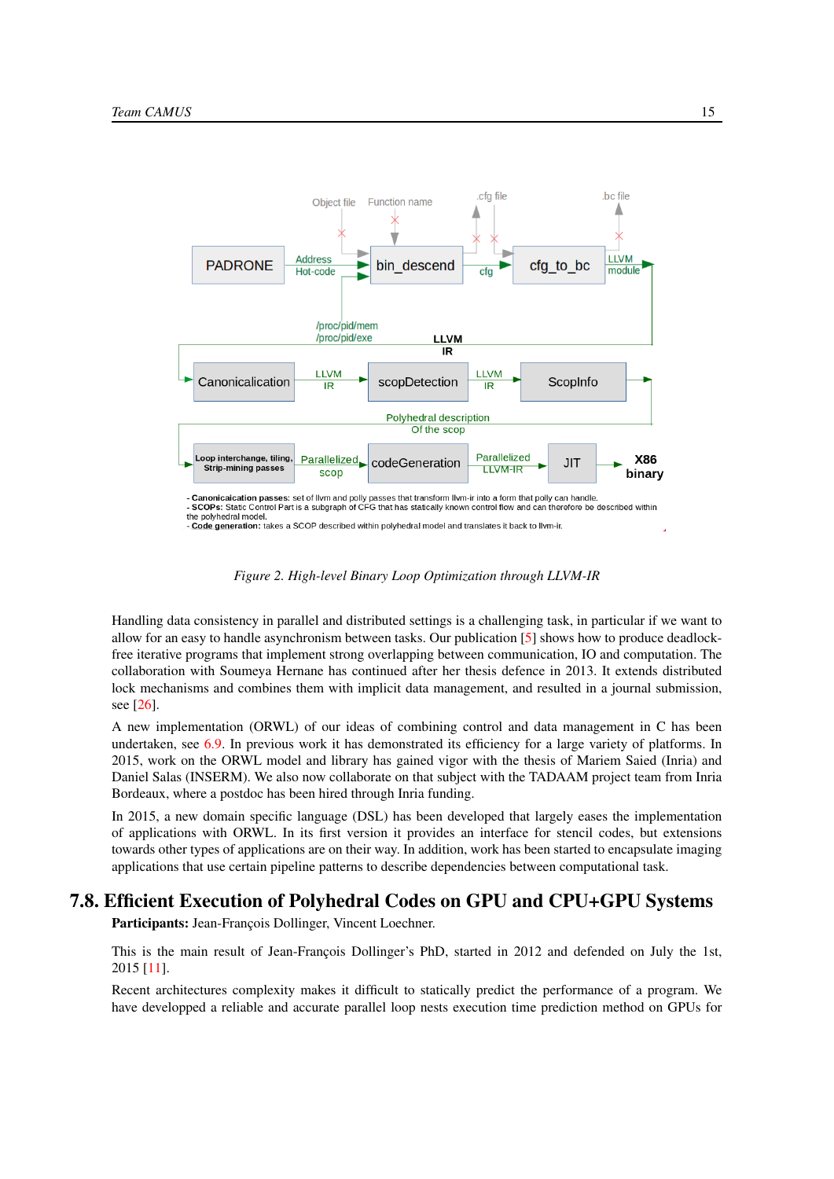Figure 2. High-level Binary Loop Optimization through LLVM-IR

Handling data consistency in parallel and distributed settings is a challenging task, in particular if we want to allow for an easy to handle asynchronism between tasks. Our publication [5] shows how to produce deadlock-free iterative programs that implement strong overlapping between communication, IO and computation. The collaboration with Soumeya Hernane has continued after her thesis defence in 2013. It extends distributed lock mechanisms and combines them with implicit data management, and resulted in a journal submission, see [26].

A new implementation (ORWL) of our ideas of combining control and data management in C has been undertaken, see 6.9. In previous work it has demonstrated its efficiency for a large variety of platforms. In 2015, work on the ORWL model and library has gained vigor with the thesis of Mariem Saied (Inria) and Daniel Salas (INSERM). We also now collaborate on that subject with the TADAAM project team from Inria Bordeaux, where a postdoc has been hired through Inria funding.

In 2015, a new domain specific language (DSL) has been developed that largely eases the implementation of applications with ORWL. In its first version it provides an interface for stencil codes, but extensions towards other types of applications are on their way. In addition, work has been started to encapsulate imaging applications that use certain pipeline patterns to describe dependencies between computational task.

## 7.8. Efficient Execution of Polyhedral Codes on GPU and CPU+GPU Systems

**Participants:** Jean-François Dollinger, Vincent Loechner.

This is the main result of Jean-François Dollinger's PhD, started in 2012 and defended on July the 1st, 2015 [11].

Recent architectures complexity makes it difficult to statically predict the performance of a program. We have developped a reliable and accurate parallel loop nests execution time prediction method on GPUs for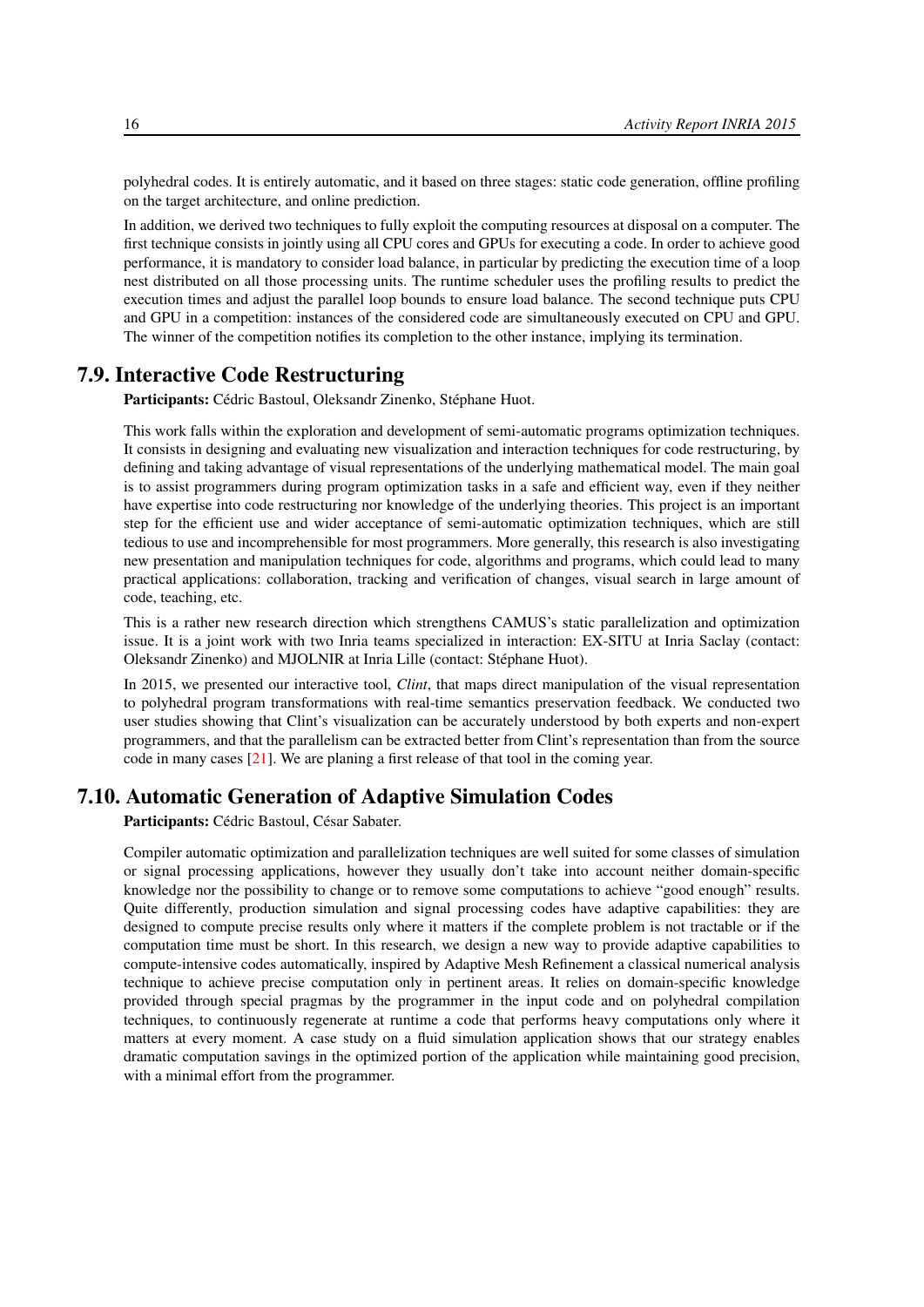polyhedral codes. It is entirely automatic, and it based on three stages: static code generation, offline profiling on the target architecture, and online prediction.

In addition, we derived two techniques to fully exploit the computing resources at disposal on a computer. The first technique consists in jointly using all CPU cores and GPUs for executing a code. In order to achieve good performance, it is mandatory to consider load balance, in particular by predicting the execution time of a loop nest distributed on all those processing units. The runtime scheduler uses the profiling results to predict the execution times and adjust the parallel loop bounds to ensure load balance. The second technique puts CPU and GPU in a competition: instances of the considered code are simultaneously executed on CPU and GPU. The winner of the competition notifies its completion to the other instance, implying its termination.

## 7.9. Interactive Code Restructuring

**Participants:** Cédric Bastoul, Oleksandr Zinenko, Stéphane Huot.

This work falls within the exploration and development of semi-automatic programs optimization techniques. It consists in designing and evaluating new visualization and interaction techniques for code restructuring, by defining and taking advantage of visual representations of the underlying mathematical model. The main goal is to assist programmers during program optimization tasks in a safe and efficient way, even if they neither have expertise into code restructuring nor knowledge of the underlying theories. This project is an important step for the efficient use and wider acceptance of semi-automatic optimization techniques, which are still tedious to use and incomprehensible for most programmers. More generally, this research is also investigating new presentation and manipulation techniques for code, algorithms and programs, which could lead to many practical applications: collaboration, tracking and verification of changes, visual search in large amount of code, teaching, etc.

This is a rather new research direction which strengthens CAMUS's static parallelization and optimization issue. It is a joint work with two Inria teams specialized in interaction: EX-SITU at Inria Saclay (contact: Oleksandr Zinenko) and MJOLNIR at Inria Lille (contact: Stéphane Huot).

In 2015, we presented our interactive tool, *Clint*, that maps direct manipulation of the visual representation to polyhedral program transformations with real-time semantics preservation feedback. We conducted two user studies showing that Clint's visualization can be accurately understood by both experts and non-expert programmers, and that the parallelism can be extracted better from Clint's representation than from the source code in many cases [21]. We are planing a first release of that tool in the coming year.

## 7.10. Automatic Generation of Adaptive Simulation Codes

**Participants:** Cédric Bastoul, César Sabater.

Compiler automatic optimization and parallelization techniques are well suited for some classes of simulation or signal processing applications, however they usually don't take into account neither domain-specific knowledge nor the possibility to change or to remove some computations to achieve "good enough" results. Quite differently, production simulation and signal processing codes have adaptive capabilities: they are designed to compute precise results only where it matters if the complete problem is not tractable or if the computation time must be short. In this research, we design a new way to provide adaptive capabilities to compute-intensive codes automatically, inspired by Adaptive Mesh Refinement a classical numerical analysis technique to achieve precise computation only in pertinent areas. It relies on domain-specific knowledge provided through special pragmas by the programmer in the input code and on polyhedral compilation techniques, to continuously regenerate at runtime a code that performs heavy computations only where it matters at every moment. A case study on a fluid simulation application shows that our strategy enables dramatic computation savings in the optimized portion of the application while maintaining good precision, with a minimal effort from the programmer.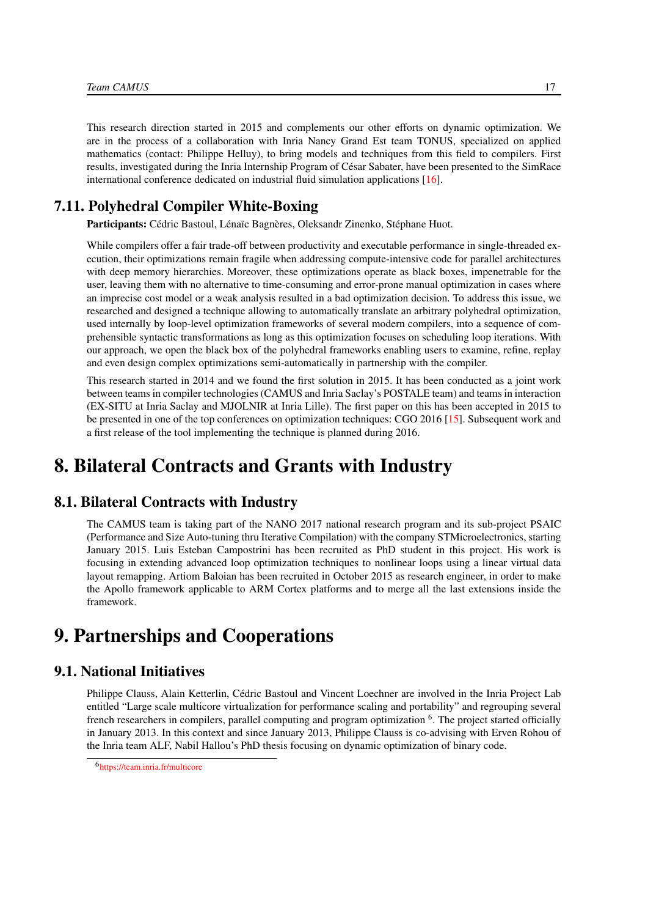This research direction started in 2015 and complements our other efforts on dynamic optimization. We are in the process of a collaboration with Inria Nancy Grand Est team TONUS, specialized on applied mathematics (contact: Philippe Helluy), to bring models and techniques from this field to compilers. First results, investigated during the Inria Internship Program of César Sabater, have been presented to the SimRace international conference dedicated on industrial fluid simulation applications [16].

## 7.11. Polyhedral Compiler White-Boxing

**Participants:** Cédric Bastoul, Lénaïc Bagnères, Oleksandr Zinenko, Stéphane Huot.

While compilers offer a fair trade-off between productivity and executable performance in single-threaded execution, their optimizations remain fragile when addressing compute-intensive code for parallel architectures with deep memory hierarchies. Moreover, these optimizations operate as black boxes, impenetrable for the user, leaving them with no alternative to time-consuming and error-prone manual optimization in cases where an imprecise cost model or a weak analysis resulted in a bad optimization decision. To address this issue, we researched and designed a technique allowing to automatically translate an arbitrary polyhedral optimization, used internally by loop-level optimization frameworks of several modern compilers, into a sequence of comprehensible syntactic transformations as long as this optimization focuses on scheduling loop iterations. With our approach, we open the black box of the polyhedral frameworks enabling users to examine, refine, replay and even design complex optimizations semi-automatically in partnership with the compiler.

This research started in 2014 and we found the first solution in 2015. It has been conducted as a joint work between teams in compiler technologies (CAMUS and Inria Saclay's POSTALE team) and teams in interaction (EX-SITU at Inria Saclay and MJOLNIR at Inria Lille). The first paper on this has been accepted in 2015 to be presented in one of the top conferences on optimization techniques: CGO 2016 [15]. Subsequent work and a first release of the tool implementing the technique is planned during 2016.

# 8. Bilateral Contracts and Grants with Industry

## 8.1. Bilateral Contracts with Industry

The CAMUS team is taking part of the NANO 2017 national research program and its sub-project PSAIC (Performance and Size Auto-tuning thru Iterative Compilation) with the company STMicroelectronics, starting January 2015. Luis Esteban Campostrini has been recruited as PhD student in this project. His work is focusing in extending advanced loop optimization techniques to nonlinear loops using a linear virtual data layout remapping. Artiom Baloian has been recruited in October 2015 as research engineer, in order to make the Apollo framework applicable to ARM Cortex platforms and to merge all the last extensions inside the framework.

# 9. Partnerships and Cooperations

## 9.1. National Initiatives

Philippe Clauss, Alain Ketterlin, Cédric Bastoul and Vincent Loechner are involved in the Inria Project Lab entitled "Large scale multicore virtualization for performance scaling and portability" and regrouping several french researchers in compilers, parallel computing and program optimization [6]. The project started officially in January 2013. In this context and since January 2013, Philippe Clauss is co-advising with Erven Rohou of the Inria team ALF, Nabil Hallou's PhD thesis focusing on dynamic optimization of binary code.

[6] https://team.inria.fr/multicore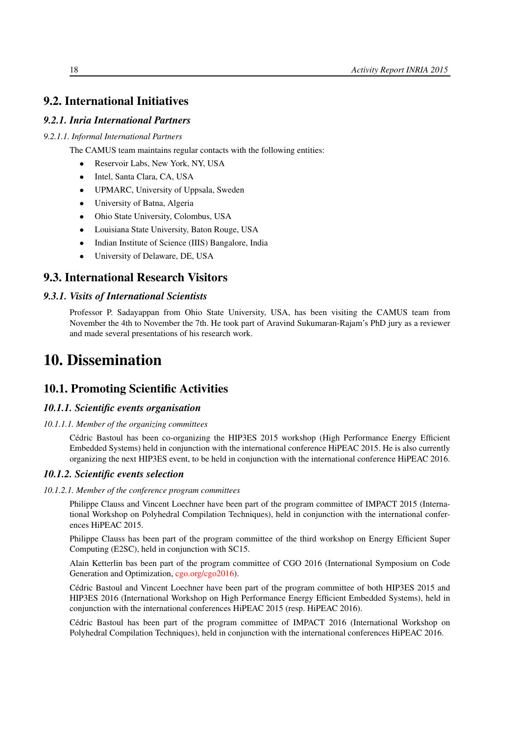## 9.2. International Initiatives

### 9.2.1. Inria International Partners

#### 9.2.1.1. Informal International Partners

The CAMUS team maintains regular contacts with the following entities:

- Reservoir Labs, New York, NY, USA
- Intel, Santa Clara, CA, USA
- UPMARC, University of Uppsala, Sweden
- University of Batna, Algeria
- Ohio State University, Colombus, USA
- Louisiana State University, Baton Rouge, USA
- Indian Institute of Science (IIIS) Bangalore, India
- University of Delaware, DE, USA

## 9.3. International Research Visitors

### 9.3.1. Visits of International Scientists

Professor P. Sadayappan from Ohio State University, USA, has been visiting the CAMUS team from November the 4th to November the 7th. He took part of Aravind Sukumaran-Rajam's PhD jury as a reviewer and made several presentations of his research work.

# 10. Dissemination

## 10.1. Promoting Scientific Activities

### 10.1.1. Scientific events organisation

#### 10.1.1.1. Member of the organizing committees

Cédric Bastoul has been co-organizing the HIP3ES 2015 workshop (High Performance Energy Efficient Embedded Systems) held in conjunction with the international conference HiPEAC 2015. He is also currently organizing the next HIP3ES event, to be held in conjunction with the international conference HiPEAC 2016.

### 10.1.2. Scientific events selection

#### 10.1.2.1. Member of the conference program committees

Philippe Clauss and Vincent Loechner have been part of the program committee of IMPACT 2015 (International Workshop on Polyhedral Compilation Techniques), held in conjunction with the international conferences HiPEAC 2015.

Philippe Clauss has been part of the program committee of the third workshop on Energy Efficient Super Computing (E2SC), held in conjunction with SC15.

Alain Ketterlin bas been part of the program committee of CGO 2016 (International Symposium on Code Generation and Optimization, cgo.org/cgo2016).

Cédric Bastoul and Vincent Loechner have been part of the program committee of both HIP3ES 2015 and HIP3ES 2016 (International Workshop on High Performance Energy Efficient Embedded Systems), held in conjunction with the international conferences HiPEAC 2015 (resp. HiPEAC 2016).

Cédric Bastoul has been part of the program committee of IMPACT 2016 (International Workshop on Polyhedral Compilation Techniques), held in conjunction with the international conferences HiPEAC 2016.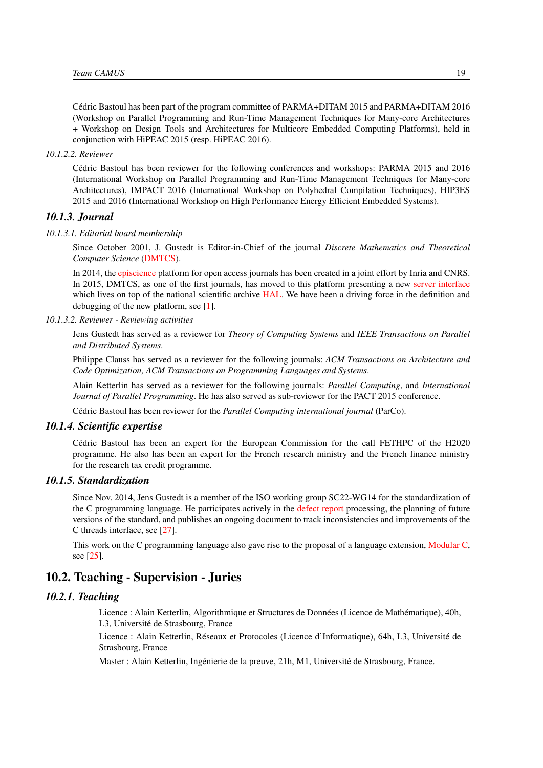Cédric Bastoul has been part of the program committee of PARMA+DITAM 2015 and PARMA+DITAM 2016 (Workshop on Parallel Programming and Run-Time Management Techniques for Many-core Architectures + Workshop on Design Tools and Architectures for Multicore Embedded Computing Platforms), held in conjunction with HiPEAC 2015 (resp. HiPEAC 2016).

*10.1.2.2. Reviewer*

Cédric Bastoul has been reviewer for the following conferences and workshops: PARMA 2015 and 2016 (International Workshop on Parallel Programming and Run-Time Management Techniques for Many-core Architectures), IMPACT 2016 (International Workshop on Polyhedral Compilation Techniques), HIP3ES 2015 and 2016 (International Workshop on High Performance Energy Efficient Embedded Systems).

### *10.1.3. Journal*

*10.1.3.1. Editorial board membership*

Since October 2001, J. Gustedt is Editor-in-Chief of the journal *Discrete Mathematics and Theoretical Computer Science* (DMTCS).

In 2014, the episcience platform for open access journals has been created in a joint effort by Inria and CNRS. In 2015, DMTCS, as one of the first journals, has moved to this platform presenting a new server interface which lives on top of the national scientific archive HAL. We have been a driving force in the definition and debugging of the new platform, see [1].

*10.1.3.2. Reviewer - Reviewing activities*

Jens Gustedt has served as a reviewer for *Theory of Computing Systems* and *IEEE Transactions on Parallel and Distributed Systems*.

Philippe Clauss has served as a reviewer for the following journals: *ACM Transactions on Architecture and Code Optimization, ACM Transactions on Programming Languages and Systems*.

Alain Ketterlin has served as a reviewer for the following journals: *Parallel Computing*, and *International Journal of Parallel Programming*. He has also served as sub-reviewer for the PACT 2015 conference.

Cédric Bastoul has been reviewer for the *Parallel Computing international journal* (ParCo).

### *10.1.4. Scientific expertise*

Cédric Bastoul has been an expert for the European Commission for the call FETHPC of the H2020 programme. He also has been an expert for the French research ministry and the French finance ministry for the research tax credit programme.

### *10.1.5. Standardization*

Since Nov. 2014, Jens Gustedt is a member of the ISO working group SC22-WG14 for the standardization of the C programming language. He participates actively in the defect report processing, the planning of future versions of the standard, and publishes an ongoing document to track inconsistencies and improvements of the C threads interface, see [27].

This work on the C programming language also gave rise to the proposal of a language extension, Modular C, see [25].

## 10.2. Teaching - Supervision - Juries

### *10.2.1. Teaching*

Licence : Alain Ketterlin, Algorithmique et Structures de Données (Licence de Mathématique), 40h, L3, Université de Strasbourg, France

Licence : Alain Ketterlin, Réseaux et Protocoles (Licence d'Informatique), 64h, L3, Université de Strasbourg, France

Master : Alain Ketterlin, Ingénierie de la preuve, 21h, M1, Université de Strasbourg, France.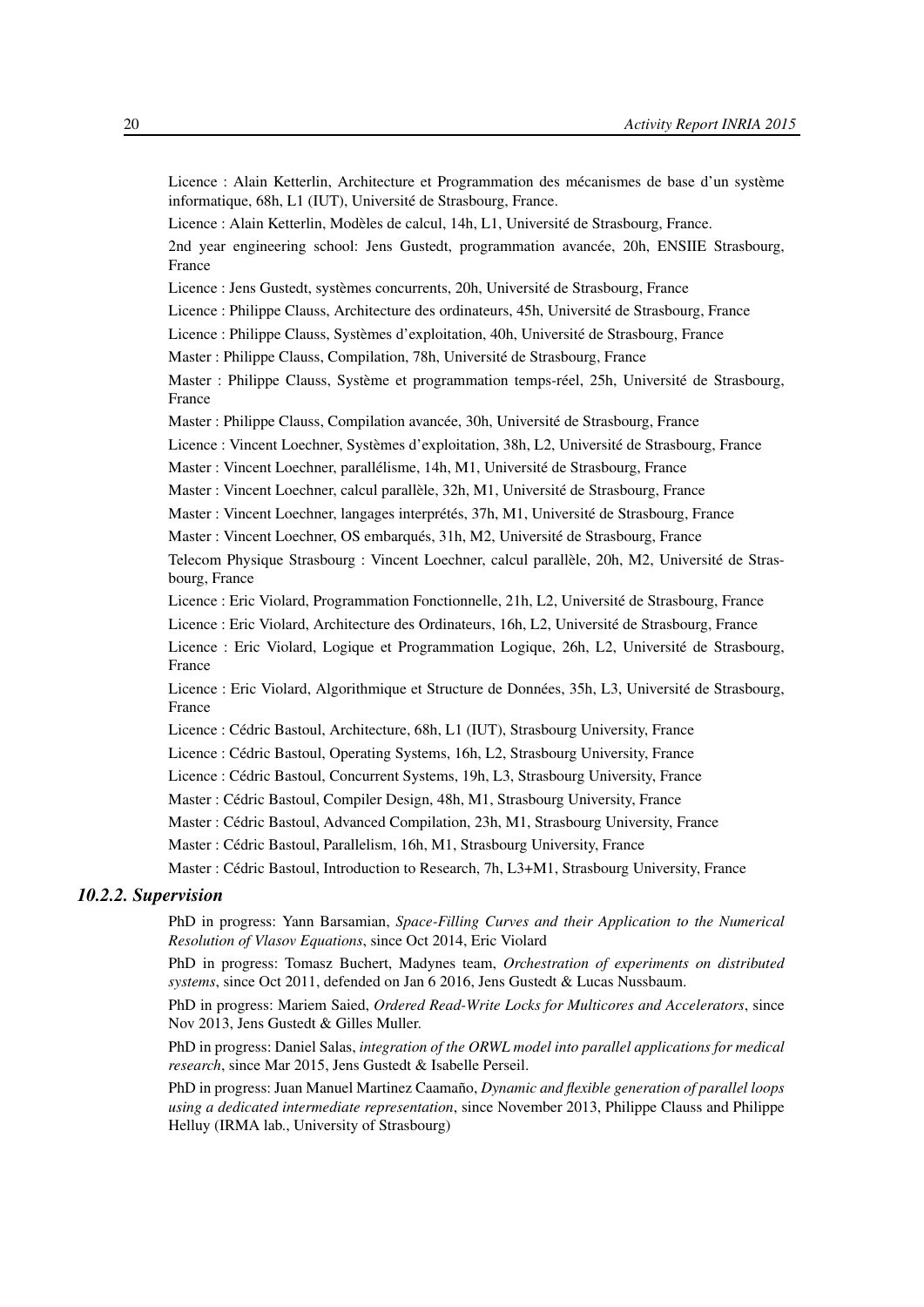Licence : Alain Ketterlin, Architecture et Programmation des mécanismes de base d'un système informatique, 68h, L1 (IUT), Université de Strasbourg, France.

Licence : Alain Ketterlin, Modèles de calcul, 14h, L1, Université de Strasbourg, France.

2nd year engineering school: Jens Gustedt, programmation avancée, 20h, ENSIIE Strasbourg, France

Licence : Jens Gustedt, systèmes concurrents, 20h, Université de Strasbourg, France

Licence : Philippe Clauss, Architecture des ordinateurs, 45h, Université de Strasbourg, France

Licence : Philippe Clauss, Systèmes d'exploitation, 40h, Université de Strasbourg, France

Master : Philippe Clauss, Compilation, 78h, Université de Strasbourg, France

Master : Philippe Clauss, Système et programmation temps-réel, 25h, Université de Strasbourg, France

Master : Philippe Clauss, Compilation avancée, 30h, Université de Strasbourg, France

Licence : Vincent Loechner, Systèmes d'exploitation, 38h, L2, Université de Strasbourg, France

Master : Vincent Loechner, parallélisme, 14h, M1, Université de Strasbourg, France

Master : Vincent Loechner, calcul parallèle, 32h, M1, Université de Strasbourg, France

Master : Vincent Loechner, langages interprétés, 37h, M1, Université de Strasbourg, France

Master : Vincent Loechner, OS embarqués, 31h, M2, Université de Strasbourg, France

Telecom Physique Strasbourg : Vincent Loechner, calcul parallèle, 20h, M2, Université de Strasbourg, France

Licence : Eric Violard, Programmation Fonctionnelle, 21h, L2, Université de Strasbourg, France

Licence : Eric Violard, Architecture des Ordinateurs, 16h, L2, Université de Strasbourg, France

Licence : Eric Violard, Logique et Programmation Logique, 26h, L2, Université de Strasbourg, France

Licence : Eric Violard, Algorithmique et Structure de Données, 35h, L3, Université de Strasbourg, France

Licence : Cédric Bastoul, Architecture, 68h, L1 (IUT), Strasbourg University, France

Licence : Cédric Bastoul, Operating Systems, 16h, L2, Strasbourg University, France

Licence : Cédric Bastoul, Concurrent Systems, 19h, L3, Strasbourg University, France

Master : Cédric Bastoul, Compiler Design, 48h, M1, Strasbourg University, France

Master : Cédric Bastoul, Advanced Compilation, 23h, M1, Strasbourg University, France

Master : Cédric Bastoul, Parallelism, 16h, M1, Strasbourg University, France

Master : Cédric Bastoul, Introduction to Research, 7h, L3+M1, Strasbourg University, France

### *10.2.2. Supervision*

PhD in progress: Yann Barsamian, *Space-Filling Curves and their Application to the Numerical Resolution of Vlasov Equations*, since Oct 2014, Eric Violard

PhD in progress: Tomasz Buchert, Madynes team, *Orchestration of experiments on distributed systems*, since Oct 2011, defended on Jan 6 2016, Jens Gustedt & Lucas Nussbaum.

PhD in progress: Mariem Saied, *Ordered Read-Write Locks for Multicores and Accelerators*, since Nov 2013, Jens Gustedt & Gilles Muller.

PhD in progress: Daniel Salas, *integration of the ORWL model into parallel applications for medical research*, since Mar 2015, Jens Gustedt & Isabelle Perseil.

PhD in progress: Juan Manuel Martinez Caamaño, *Dynamic and flexible generation of parallel loops using a dedicated intermediate representation*, since November 2013, Philippe Clauss and Philippe Helluy (IRMA lab., University of Strasbourg)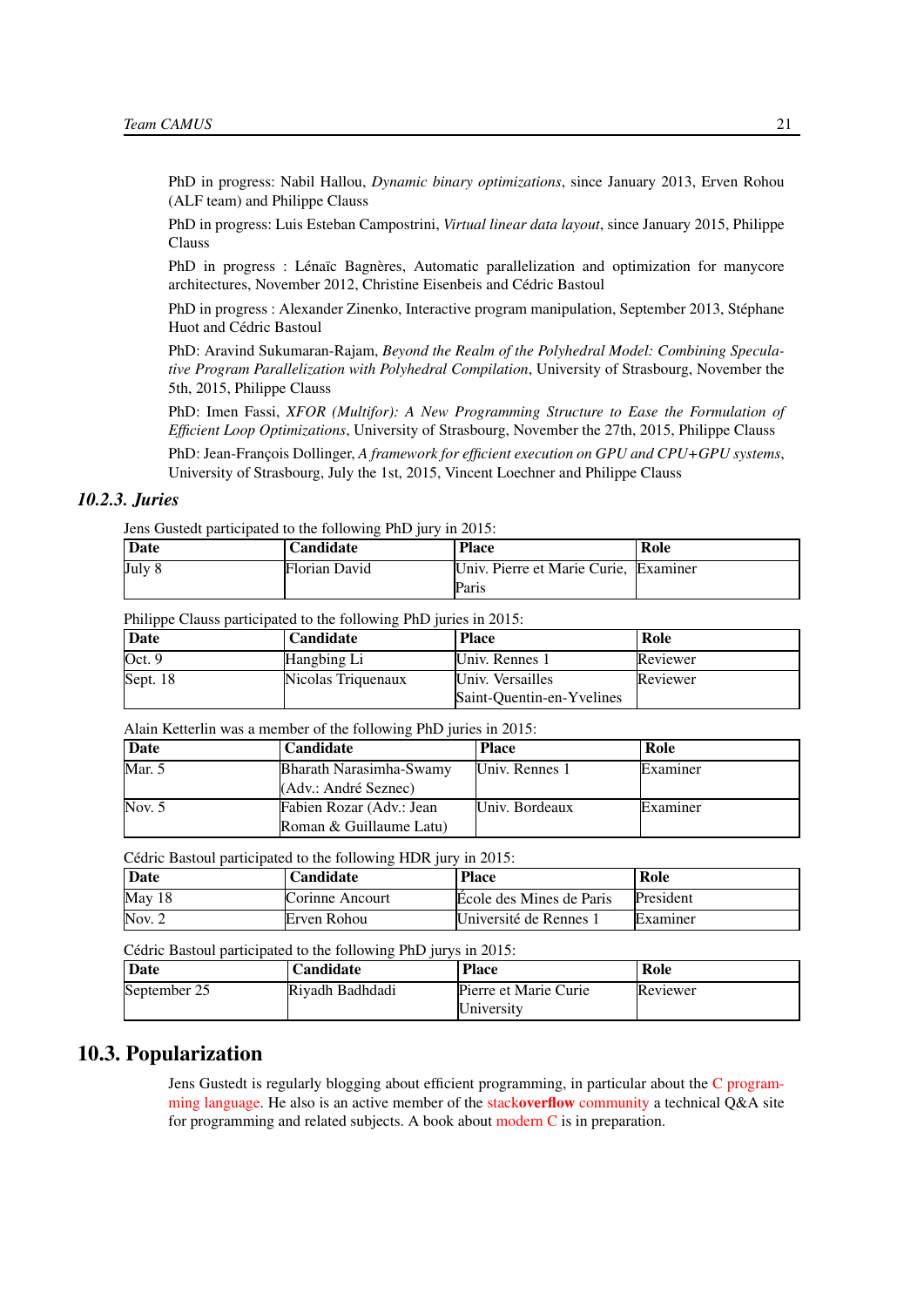PhD in progress: Nabil Hallou, *Dynamic binary optimizations*, since January 2013, Erven Rohou (ALF team) and Philippe Clauss

PhD in progress: Luis Esteban Campostrini, *Virtual linear data layout*, since January 2015, Philippe Clauss

PhD in progress : Lénaïc Bagnères, Automatic parallelization and optimization for manycore architectures, November 2012, Christine Eisenbeis and Cédric Bastoul

PhD in progress : Alexander Zinenko, Interactive program manipulation, September 2013, Stéphane Huot and Cédric Bastoul

PhD: Aravind Sukumaran-Rajam, *Beyond the Realm of the Polyhedral Model: Combining Speculative Program Parallelization with Polyhedral Compilation*, University of Strasbourg, November the 5th, 2015, Philippe Clauss

PhD: Imen Fassi, *XFOR (Multifor): A New Programming Structure to Ease the Formulation of Efficient Loop Optimizations*, University of Strasbourg, November the 27th, 2015, Philippe Clauss

PhD: Jean-François Dollinger, *A framework for efficient execution on GPU and CPU+GPU systems*, University of Strasbourg, July the 1st, 2015, Vincent Loechner and Philippe Clauss

### 10.2.3. Juries

Jens Gustedt participated to the following PhD jury in 2015:

| Date | Candidate | Place | Role |
|---|---|---|---|
| July 8 | Florian David | Univ. Pierre et Marie Curie, Paris | Examiner |

Philippe Clauss participated to the following PhD juries in 2015:

| Date | Candidate | Place | Role |
|---|---|---|---|
| Oct. 9 | Hangbing Li | Univ. Rennes 1 | Reviewer |
| Sept. 18 | Nicolas Triquenaux | Univ. Versailles Saint-Quentin-en-Yvelines | Reviewer |

Alain Ketterlin was a member of the following PhD juries in 2015:

| Date | Candidate | Place | Role |
|---|---|---|---|
| Mar. 5 | Bharath Narasimha-Swamy (Adv.: André Seznec) | Univ. Rennes 1 | Examiner |
| Nov. 5 | Fabien Rozar (Adv.: Jean Roman & Guillaume Latu) | Univ. Bordeaux | Examiner |

Cédric Bastoul participated to the following HDR jury in 2015:

| Date | Candidate | Place | Role |
|---|---|---|---|
| May 18 | Corinne Ancourt | École des Mines de Paris | President |
| Nov. 2 | Erven Rohou | Université de Rennes 1 | Examiner |

Cédric Bastoul participated to the following PhD jurys in 2015:

| Date | Candidate | Place | Role |
|---|---|---|---|
| September 25 | Riyadh Badhdadi | Pierre et Marie Curie University | Reviewer |

## 10.3. Popularization

Jens Gustedt is regularly blogging about efficient programming, in particular about the C programming language. He also is an active member of the stack**overflow** community a technical Q&A site for programming and related subjects. A book about modern C is in preparation.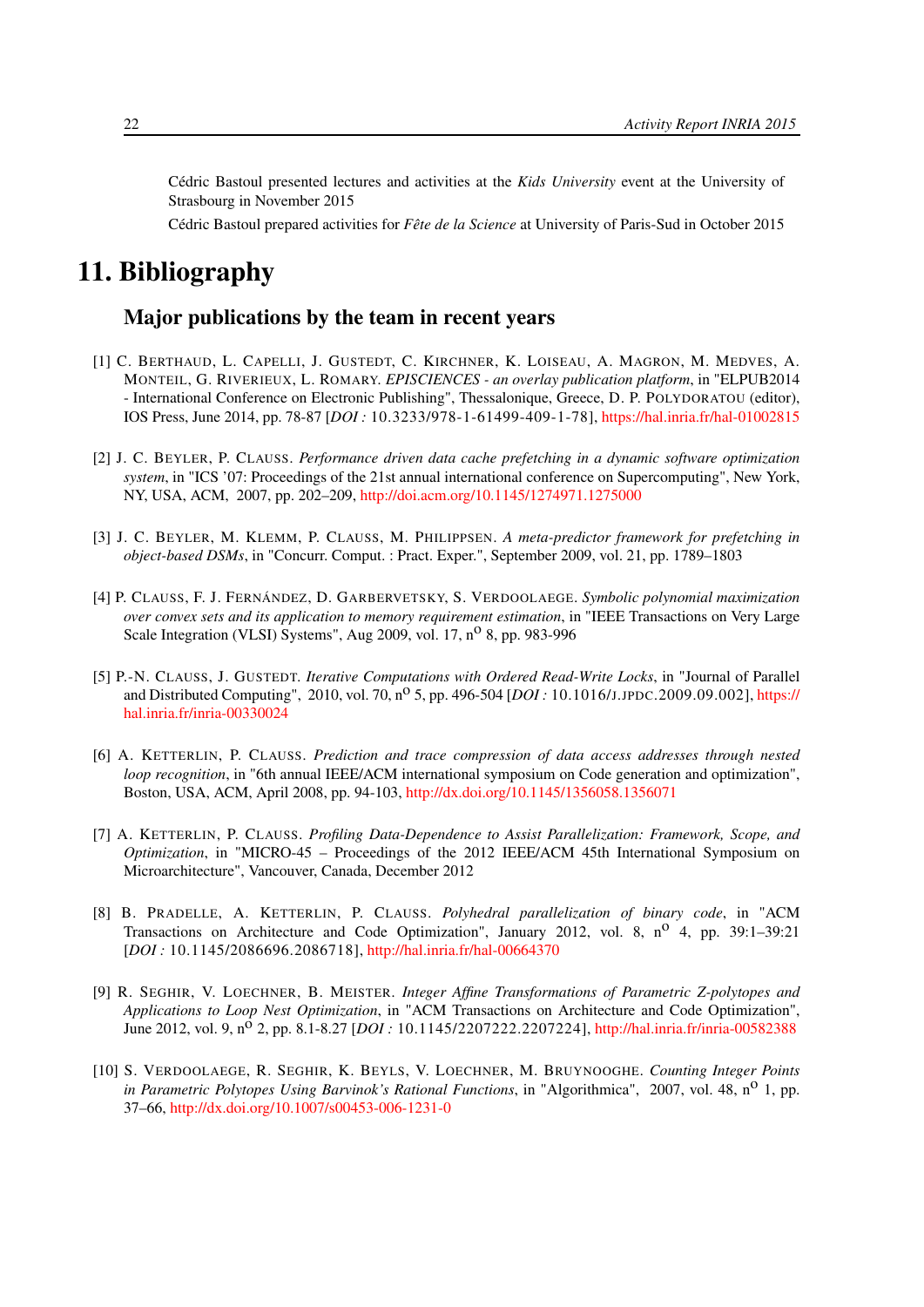Cédric Bastoul presented lectures and activities at the *Kids University* event at the University of Strasbourg in November 2015

Cédric Bastoul prepared activities for *Fête de la Science* at University of Paris-Sud in October 2015

# 11. Bibliography

## Major publications by the team in recent years

[1] C. Berthaud, L. Capelli, J. Gustedt, C. Kirchner, K. Loiseau, A. Magron, M. Medves, A. Monteil, G. Rivierieux, L. Romary. *EPISCIENCES - an overlay publication platform*, in "ELPUB2014 - International Conference on Electronic Publishing", Thessalonique, Greece, D. P. Polydoratou (editor), IOS Press, June 2014, pp. 78-87 [*DOI :* 10.3233/978-1-61499-409-1-78], https://hal.inria.fr/hal-01002815

[2] J. C. Beyler, P. Clauss. *Performance driven data cache prefetching in a dynamic software optimization system*, in "ICS '07: Proceedings of the 21st annual international conference on Supercomputing", New York, NY, USA, ACM, 2007, pp. 202–209, http://doi.acm.org/10.1145/1274971.1275000

[3] J. C. Beyler, M. Klemm, P. Clauss, M. Philippsen. *A meta-predictor framework for prefetching in object-based DSMs*, in "Concurr. Comput. : Pract. Exper.", September 2009, vol. 21, pp. 1789–1803

[4] P. Clauss, F. J. Fernández, D. Garbervetsky, S. Verdoolaege. *Symbolic polynomial maximization over convex sets and its application to memory requirement estimation*, in "IEEE Transactions on Very Large Scale Integration (VLSI) Systems", Aug 2009, vol. 17, n$^{o}$ 8, pp. 983-996

[5] P.-N. Clauss, J. Gustedt. *Iterative Computations with Ordered Read-Write Locks*, in "Journal of Parallel and Distributed Computing", 2010, vol. 70, n$^{o}$ 5, pp. 496-504 [*DOI :* 10.1016/j.jpdc.2009.09.002], https://hal.inria.fr/inria-00330024

[6] A. Ketterlin, P. Clauss. *Prediction and trace compression of data access addresses through nested loop recognition*, in "6th annual IEEE/ACM international symposium on Code generation and optimization", Boston, USA, ACM, April 2008, pp. 94-103, http://dx.doi.org/10.1145/1356058.1356071

[7] A. Ketterlin, P. Clauss. *Profiling Data-Dependence to Assist Parallelization: Framework, Scope, and Optimization*, in "MICRO-45 – Proceedings of the 2012 IEEE/ACM 45th International Symposium on Microarchitecture", Vancouver, Canada, December 2012

[8] B. Pradelle, A. Ketterlin, P. Clauss. *Polyhedral parallelization of binary code*, in "ACM Transactions on Architecture and Code Optimization", January 2012, vol. 8, n$^{o}$ 4, pp. 39:1–39:21 [*DOI :* 10.1145/2086696.2086718], http://hal.inria.fr/hal-00664370

[9] R. Seghir, V. Loechner, B. Meister. *Integer Affine Transformations of Parametric Z-polytopes and Applications to Loop Nest Optimization*, in "ACM Transactions on Architecture and Code Optimization", June 2012, vol. 9, n$^{o}$ 2, pp. 8.1-8.27 [*DOI :* 10.1145/2207222.2207224], http://hal.inria.fr/inria-00582388

[10] S. Verdoolaege, R. Seghir, K. Beyls, V. Loechner, M. Bruynooghe. *Counting Integer Points in Parametric Polytopes Using Barvinok's Rational Functions*, in "Algorithmica", 2007, vol. 48, n$^{o}$ 1, pp. 37–66, http://dx.doi.org/10.1007/s00453-006-1231-0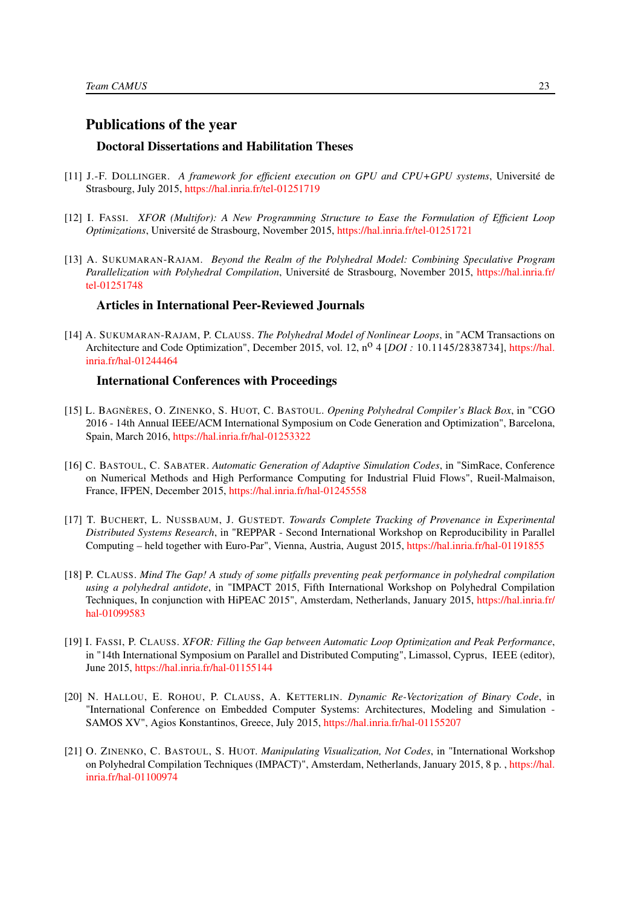## Publications of the year

### Doctoral Dissertations and Habilitation Theses

[11] J.-F. DOLLINGER. *A framework for efficient execution on GPU and CPU+GPU systems*, Université de Strasbourg, July 2015, https://hal.inria.fr/tel-01251719

[12] I. FASSI. *XFOR (Multifor): A New Programming Structure to Ease the Formulation of Efficient Loop Optimizations*, Université de Strasbourg, November 2015, https://hal.inria.fr/tel-01251721

[13] A. SUKUMARAN-RAJAM. *Beyond the Realm of the Polyhedral Model: Combining Speculative Program Parallelization with Polyhedral Compilation*, Université de Strasbourg, November 2015, https://hal.inria.fr/tel-01251748

### Articles in International Peer-Reviewed Journals

[14] A. SUKUMARAN-RAJAM, P. CLAUSS. *The Polyhedral Model of Nonlinear Loops*, in "ACM Transactions on Architecture and Code Optimization", December 2015, vol. 12, n^o 4 [*DOI :* 10.1145/2838734], https://hal.inria.fr/hal-01244464

### International Conferences with Proceedings

[15] L. BAGNÈRES, O. ZINENKO, S. HUOT, C. BASTOUL. *Opening Polyhedral Compiler's Black Box*, in "CGO 2016 - 14th Annual IEEE/ACM International Symposium on Code Generation and Optimization", Barcelona, Spain, March 2016, https://hal.inria.fr/hal-01253322

[16] C. BASTOUL, C. SABATER. *Automatic Generation of Adaptive Simulation Codes*, in "SimRace, Conference on Numerical Methods and High Performance Computing for Industrial Fluid Flows", Rueil-Malmaison, France, IFPEN, December 2015, https://hal.inria.fr/hal-01245558

[17] T. BUCHERT, L. NUSSBAUM, J. GUSTEDT. *Towards Complete Tracking of Provenance in Experimental Distributed Systems Research*, in "REPPAR - Second International Workshop on Reproducibility in Parallel Computing – held together with Euro-Par", Vienna, Austria, August 2015, https://hal.inria.fr/hal-01191855

[18] P. CLAUSS. *Mind The Gap! A study of some pitfalls preventing peak performance in polyhedral compilation using a polyhedral antidote*, in "IMPACT 2015, Fifth International Workshop on Polyhedral Compilation Techniques, In conjunction with HiPEAC 2015", Amsterdam, Netherlands, January 2015, https://hal.inria.fr/hal-01099583

[19] I. FASSI, P. CLAUSS. *XFOR: Filling the Gap between Automatic Loop Optimization and Peak Performance*, in "14th International Symposium on Parallel and Distributed Computing", Limassol, Cyprus, IEEE (editor), June 2015, https://hal.inria.fr/hal-01155144

[20] N. HALLOU, E. ROHOU, P. CLAUSS, A. KETTERLIN. *Dynamic Re-Vectorization of Binary Code*, in "International Conference on Embedded Computer Systems: Architectures, Modeling and Simulation - SAMOS XV", Agios Konstantinos, Greece, July 2015, https://hal.inria.fr/hal-01155207

[21] O. ZINENKO, C. BASTOUL, S. HUOT. *Manipulating Visualization, Not Codes*, in "International Workshop on Polyhedral Compilation Techniques (IMPACT)", Amsterdam, Netherlands, January 2015, 8 p. , https://hal.inria.fr/hal-01100974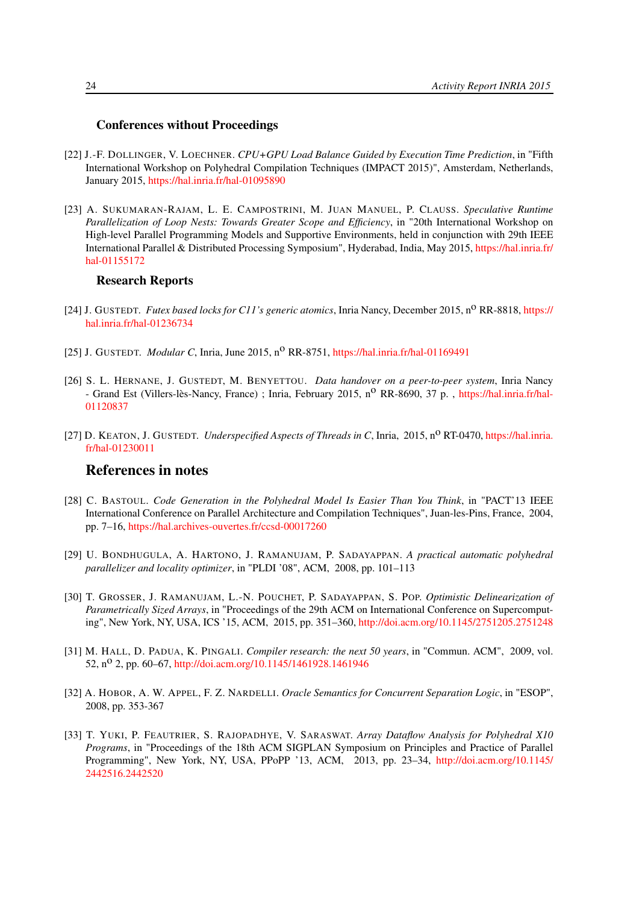### Conferences without Proceedings

[22] J.-F. DOLLINGER, V. LOECHNER. *CPU+GPU Load Balance Guided by Execution Time Prediction*, in "Fifth International Workshop on Polyhedral Compilation Techniques (IMPACT 2015)", Amsterdam, Netherlands, January 2015, https://hal.inria.fr/hal-01095890

[23] A. SUKUMARAN-RAJAM, L. E. CAMPOSTRINI, M. JUAN MANUEL, P. CLAUSS. *Speculative Runtime Parallelization of Loop Nests: Towards Greater Scope and Efficiency*, in "20th International Workshop on High-level Parallel Programming Models and Supportive Environments, held in conjunction with 29th IEEE International Parallel & Distributed Processing Symposium", Hyderabad, India, May 2015, https://hal.inria.fr/hal-01155172

### Research Reports

[24] J. GUSTEDT. *Futex based locks for C11's generic atomics*, Inria Nancy, December 2015, n° RR-8818, https://hal.inria.fr/hal-01236734

[25] J. GUSTEDT. *Modular C*, Inria, June 2015, n° RR-8751, https://hal.inria.fr/hal-01169491

[26] S. L. HERNANE, J. GUSTEDT, M. BENYETTOU. *Data handover on a peer-to-peer system*, Inria Nancy - Grand Est (Villers-lès-Nancy, France) ; Inria, February 2015, n° RR-8690, 37 p. , https://hal.inria.fr/hal-01120837

[27] D. KEATON, J. GUSTEDT. *Underspecified Aspects of Threads in C*, Inria, 2015, n° RT-0470, https://hal.inria.fr/hal-01230011

## References in notes

[28] C. BASTOUL. *Code Generation in the Polyhedral Model Is Easier Than You Think*, in "PACT'13 IEEE International Conference on Parallel Architecture and Compilation Techniques", Juan-les-Pins, France, 2004, pp. 7–16, https://hal.archives-ouvertes.fr/ccsd-00017260

[29] U. BONDHUGULA, A. HARTONO, J. RAMANUJAM, P. SADAYAPPAN. *A practical automatic polyhedral parallelizer and locality optimizer*, in "PLDI '08", ACM, 2008, pp. 101–113

[30] T. GROSSER, J. RAMANUJAM, L.-N. POUCHET, P. SADAYAPPAN, S. POP. *Optimistic Delinearization of Parametrically Sized Arrays*, in "Proceedings of the 29th ACM on International Conference on Supercomputing", New York, NY, USA, ICS '15, ACM, 2015, pp. 351–360, http://doi.acm.org/10.1145/2751205.2751248

[31] M. HALL, D. PADUA, K. PINGALI. *Compiler research: the next 50 years*, in "Commun. ACM", 2009, vol. 52, n° 2, pp. 60–67, http://doi.acm.org/10.1145/1461928.1461946

[32] A. HOBOR, A. W. APPEL, F. Z. NARDELLI. *Oracle Semantics for Concurrent Separation Logic*, in "ESOP", 2008, pp. 353-367

[33] T. YUKI, P. FEAUTRIER, S. RAJOPADHYE, V. SARASWAT. *Array Dataflow Analysis for Polyhedral X10 Programs*, in "Proceedings of the 18th ACM SIGPLAN Symposium on Principles and Practice of Parallel Programming", New York, NY, USA, PPoPP '13, ACM, 2013, pp. 23–34, http://doi.acm.org/10.1145/2442516.2442520